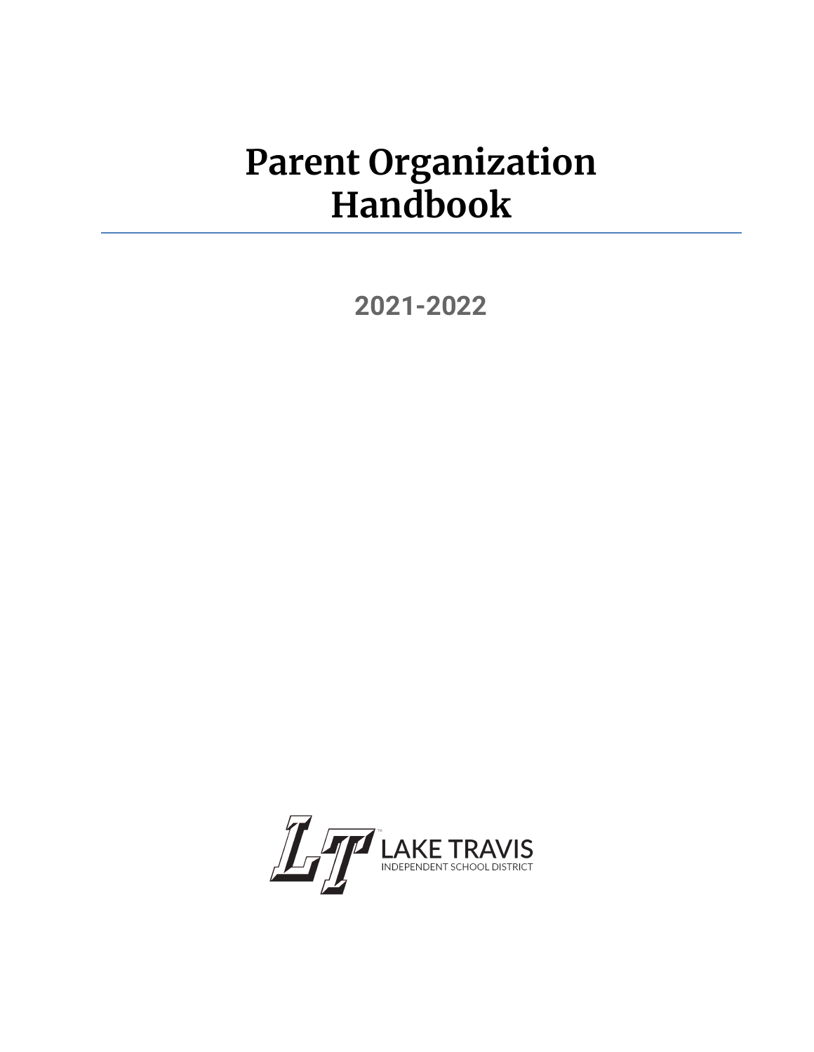# Parent Organization Handbook

## 2021-2022

LAKE TRAVIS
INDEPENDENT SCHOOL DISTRICT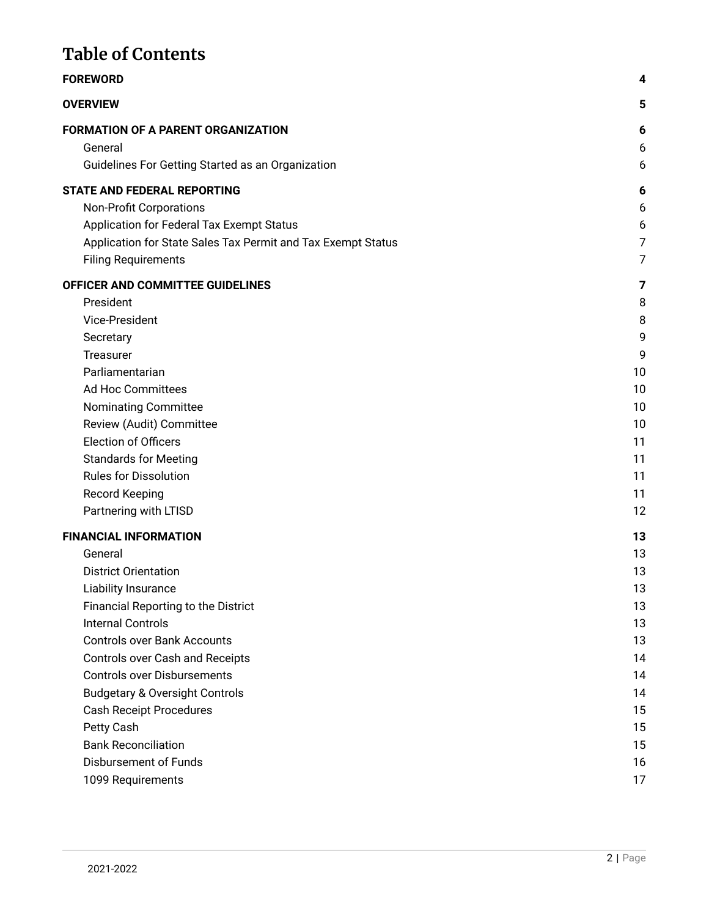# Table of Contents

| | |
|---|---|
| **FOREWORD** | **4** |
| **OVERVIEW** | **5** |
| **FORMATION OF A PARENT ORGANIZATION** | **6** |
| General | 6 |
| Guidelines For Getting Started as an Organization | 6 |
| **STATE AND FEDERAL REPORTING** | **6** |
| Non-Profit Corporations | 6 |
| Application for Federal Tax Exempt Status | 6 |
| Application for State Sales Tax Permit and Tax Exempt Status | 7 |
| Filing Requirements | 7 |
| **OFFICER AND COMMITTEE GUIDELINES** | **7** |
| President | 8 |
| Vice-President | 8 |
| Secretary | 9 |
| Treasurer | 9 |
| Parliamentarian | 10 |
| Ad Hoc Committees | 10 |
| Nominating Committee | 10 |
| Review (Audit) Committee | 10 |
| Election of Officers | 11 |
| Standards for Meeting | 11 |
| Rules for Dissolution | 11 |
| Record Keeping | 11 |
| Partnering with LTISD | 12 |
| **FINANCIAL INFORMATION** | **13** |
| General | 13 |
| District Orientation | 13 |
| Liability Insurance | 13 |
| Financial Reporting to the District | 13 |
| Internal Controls | 13 |
| Controls over Bank Accounts | 13 |
| Controls over Cash and Receipts | 14 |
| Controls over Disbursements | 14 |
| Budgetary & Oversight Controls | 14 |
| Cash Receipt Procedures | 15 |
| Petty Cash | 15 |
| Bank Reconciliation | 15 |
| Disbursement of Funds | 16 |
| 1099 Requirements | 17 |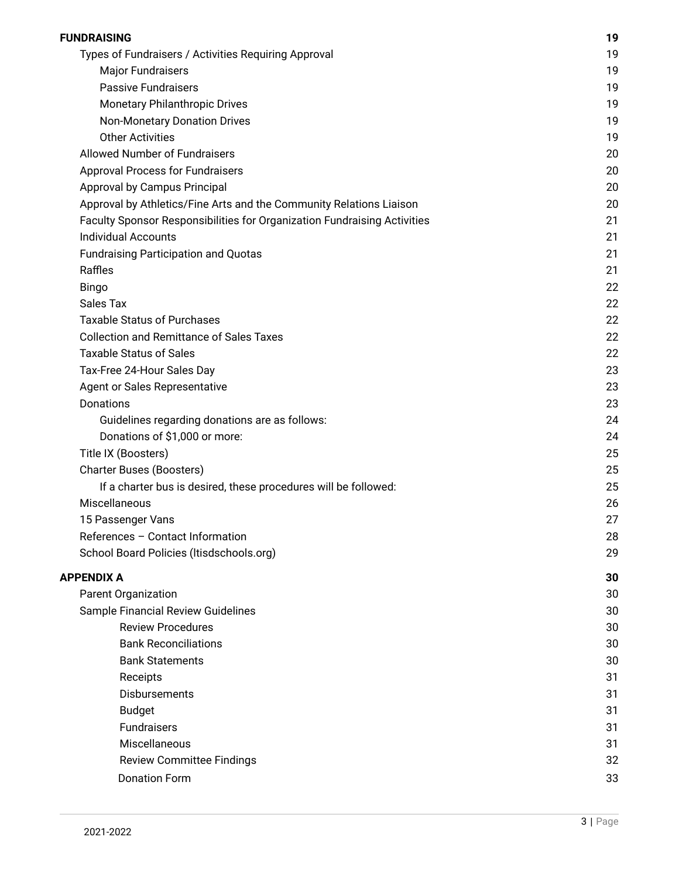**FUNDRAISING** 19

- Types of Fundraisers / Activities Requiring Approval 19
  - Major Fundraisers 19
  - Passive Fundraisers 19
  - Monetary Philanthropic Drives 19
  - Non-Monetary Donation Drives 19
  - Other Activities 19
- Allowed Number of Fundraisers 20
- Approval Process for Fundraisers 20
- Approval by Campus Principal 20
- Approval by Athletics/Fine Arts and the Community Relations Liaison 20
- Faculty Sponsor Responsibilities for Organization Fundraising Activities 21
- Individual Accounts 21
- Fundraising Participation and Quotas 21
- Raffles 21
- Bingo 22
- Sales Tax 22
- Taxable Status of Purchases 22
- Collection and Remittance of Sales Taxes 22
- Taxable Status of Sales 22
- Tax-Free 24-Hour Sales Day 23
- Agent or Sales Representative 23
- Donations 23
  - Guidelines regarding donations are as follows: 24
  - Donations of $1,000 or more: 24
- Title IX (Boosters) 25
- Charter Buses (Boosters) 25
  - If a charter bus is desired, these procedures will be followed: 25
- Miscellaneous 26
- 15 Passenger Vans 27
- References – Contact Information 28
- School Board Policies (ltisdschools.org) 29

**APPENDIX A** 30

- Parent Organization 30
- Sample Financial Review Guidelines 30
  - Review Procedures 30
  - Bank Reconciliations 30
  - Bank Statements 30
  - Receipts 31
  - Disbursements 31
  - Budget 31
  - Fundraisers 31
  - Miscellaneous 31
  - Review Committee Findings 32
  - Donation Form 33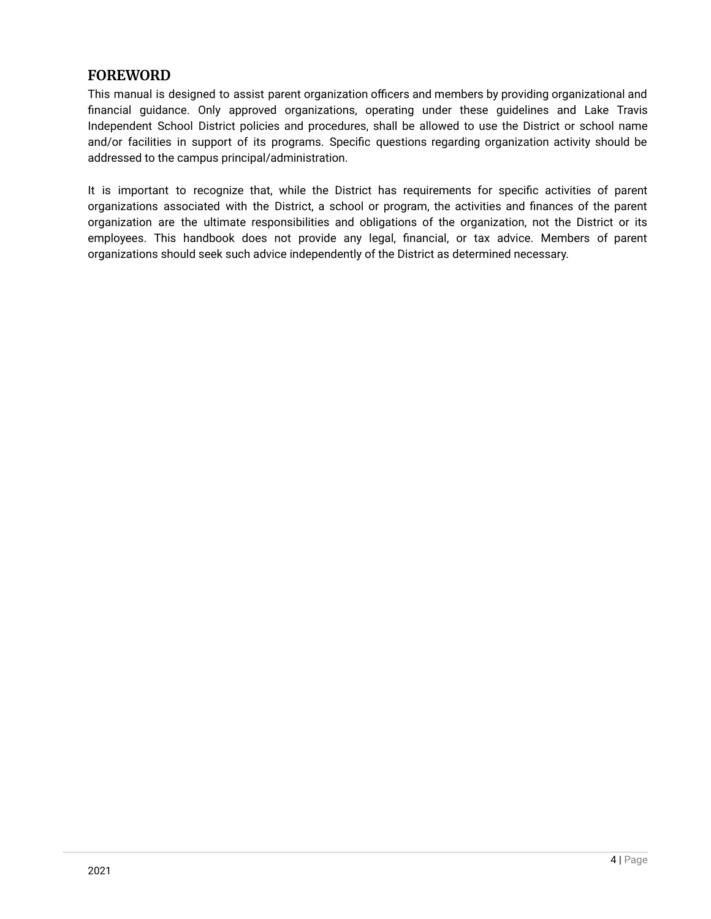## FOREWORD

This manual is designed to assist parent organization officers and members by providing organizational and financial guidance. Only approved organizations, operating under these guidelines and Lake Travis Independent School District policies and procedures, shall be allowed to use the District or school name and/or facilities in support of its programs. Specific questions regarding organization activity should be addressed to the campus principal/administration.

It is important to recognize that, while the District has requirements for specific activities of parent organizations associated with the District, a school or program, the activities and finances of the parent organization are the ultimate responsibilities and obligations of the organization, not the District or its employees. This handbook does not provide any legal, financial, or tax advice. Members of parent organizations should seek such advice independently of the District as determined necessary.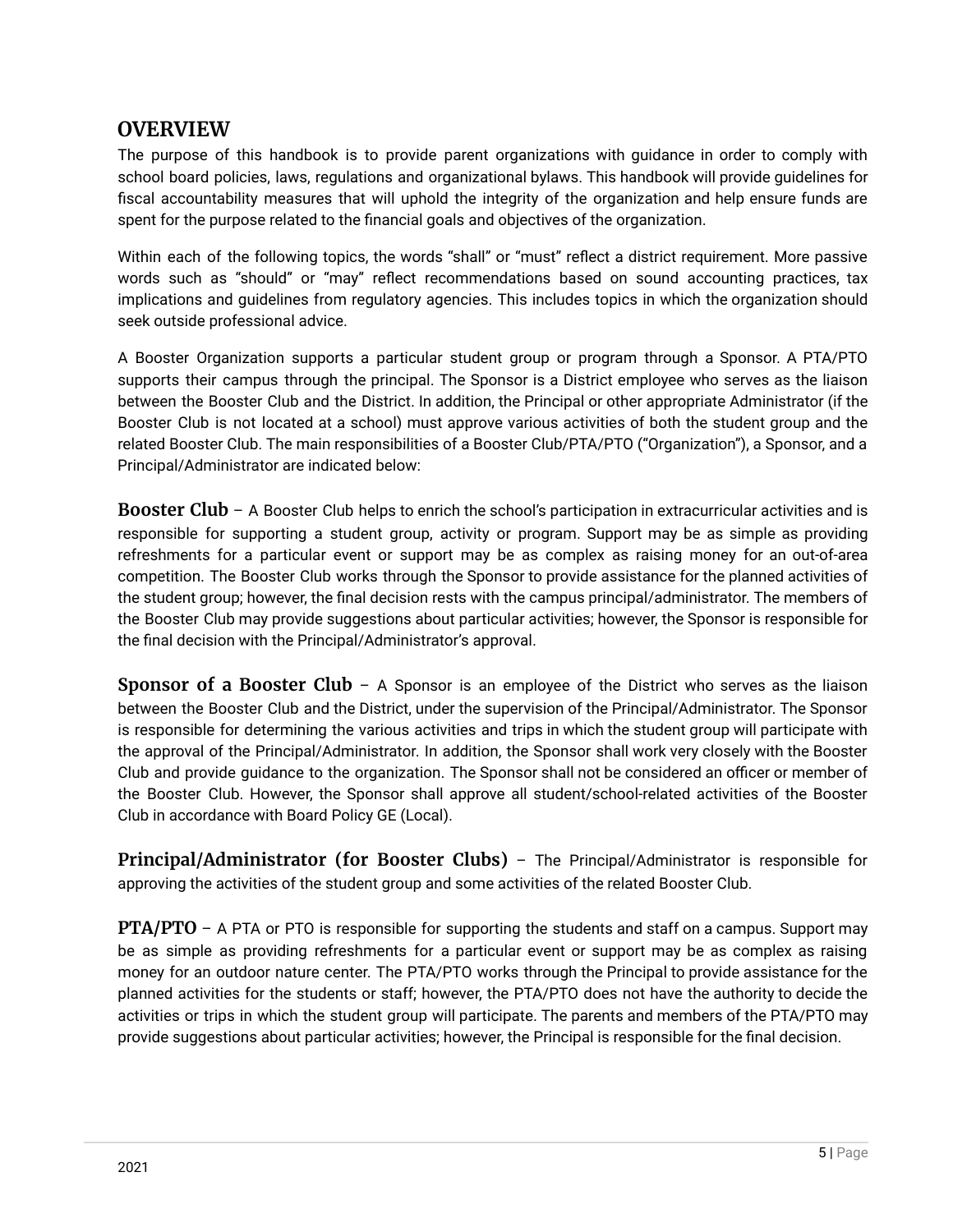## OVERVIEW

The purpose of this handbook is to provide parent organizations with guidance in order to comply with school board policies, laws, regulations and organizational bylaws. This handbook will provide guidelines for fiscal accountability measures that will uphold the integrity of the organization and help ensure funds are spent for the purpose related to the financial goals and objectives of the organization.

Within each of the following topics, the words "shall" or "must" reflect a district requirement. More passive words such as "should" or "may" reflect recommendations based on sound accounting practices, tax implications and guidelines from regulatory agencies. This includes topics in which the organization should seek outside professional advice.

A Booster Organization supports a particular student group or program through a Sponsor. A PTA/PTO supports their campus through the principal. The Sponsor is a District employee who serves as the liaison between the Booster Club and the District. In addition, the Principal or other appropriate Administrator (if the Booster Club is not located at a school) must approve various activities of both the student group and the related Booster Club. The main responsibilities of a Booster Club/PTA/PTO ("Organization"), a Sponsor, and a Principal/Administrator are indicated below:

**Booster Club** – A Booster Club helps to enrich the school's participation in extracurricular activities and is responsible for supporting a student group, activity or program. Support may be as simple as providing refreshments for a particular event or support may be as complex as raising money for an out-of-area competition. The Booster Club works through the Sponsor to provide assistance for the planned activities of the student group; however, the final decision rests with the campus principal/administrator. The members of the Booster Club may provide suggestions about particular activities; however, the Sponsor is responsible for the final decision with the Principal/Administrator's approval.

**Sponsor of a Booster Club** – A Sponsor is an employee of the District who serves as the liaison between the Booster Club and the District, under the supervision of the Principal/Administrator. The Sponsor is responsible for determining the various activities and trips in which the student group will participate with the approval of the Principal/Administrator. In addition, the Sponsor shall work very closely with the Booster Club and provide guidance to the organization. The Sponsor shall not be considered an officer or member of the Booster Club. However, the Sponsor shall approve all student/school-related activities of the Booster Club in accordance with Board Policy GE (Local).

**Principal/Administrator (for Booster Clubs)** – The Principal/Administrator is responsible for approving the activities of the student group and some activities of the related Booster Club.

**PTA/PTO** – A PTA or PTO is responsible for supporting the students and staff on a campus. Support may be as simple as providing refreshments for a particular event or support may be as complex as raising money for an outdoor nature center. The PTA/PTO works through the Principal to provide assistance for the planned activities for the students or staff; however, the PTA/PTO does not have the authority to decide the activities or trips in which the student group will participate. The parents and members of the PTA/PTO may provide suggestions about particular activities; however, the Principal is responsible for the final decision.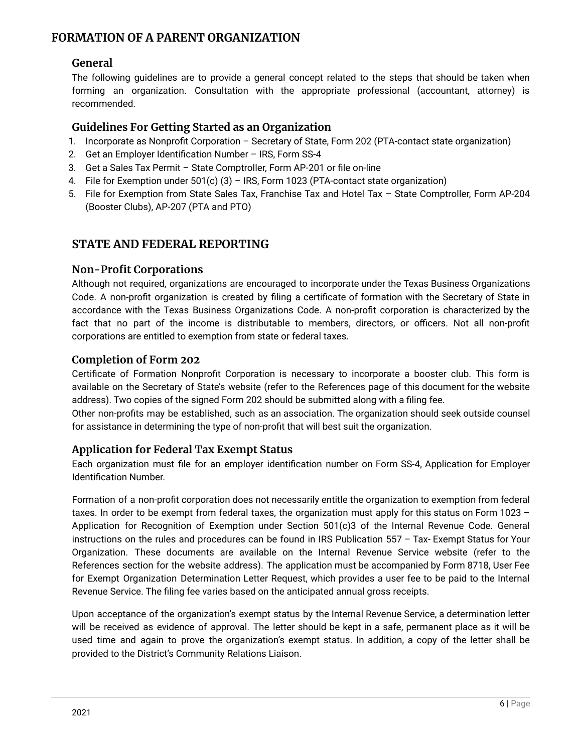# FORMATION OF A PARENT ORGANIZATION

## General

The following guidelines are to provide a general concept related to the steps that should be taken when forming an organization. Consultation with the appropriate professional (accountant, attorney) is recommended.

## Guidelines For Getting Started as an Organization

1. Incorporate as Nonprofit Corporation – Secretary of State, Form 202 (PTA-contact state organization)
2. Get an Employer Identification Number – IRS, Form SS-4
3. Get a Sales Tax Permit – State Comptroller, Form AP-201 or file on-line
4. File for Exemption under 501(c) (3) – IRS, Form 1023 (PTA-contact state organization)
5. File for Exemption from State Sales Tax, Franchise Tax and Hotel Tax – State Comptroller, Form AP-204 (Booster Clubs), AP-207 (PTA and PTO)

# STATE AND FEDERAL REPORTING

## Non-Profit Corporations

Although not required, organizations are encouraged to incorporate under the Texas Business Organizations Code. A non-profit organization is created by filing a certificate of formation with the Secretary of State in accordance with the Texas Business Organizations Code. A non-profit corporation is characterized by the fact that no part of the income is distributable to members, directors, or officers. Not all non-profit corporations are entitled to exemption from state or federal taxes.

## Completion of Form 202

Certificate of Formation Nonprofit Corporation is necessary to incorporate a booster club. This form is available on the Secretary of State's website (refer to the References page of this document for the website address). Two copies of the signed Form 202 should be submitted along with a filing fee.

Other non-profits may be established, such as an association. The organization should seek outside counsel for assistance in determining the type of non-profit that will best suit the organization.

## Application for Federal Tax Exempt Status

Each organization must file for an employer identification number on Form SS-4, Application for Employer Identification Number.

Formation of a non-profit corporation does not necessarily entitle the organization to exemption from federal taxes. In order to be exempt from federal taxes, the organization must apply for this status on Form 1023 – Application for Recognition of Exemption under Section 501(c)3 of the Internal Revenue Code. General instructions on the rules and procedures can be found in IRS Publication 557 – Tax- Exempt Status for Your Organization. These documents are available on the Internal Revenue Service website (refer to the References section for the website address). The application must be accompanied by Form 8718, User Fee for Exempt Organization Determination Letter Request, which provides a user fee to be paid to the Internal Revenue Service. The filing fee varies based on the anticipated annual gross receipts.

Upon acceptance of the organization's exempt status by the Internal Revenue Service, a determination letter will be received as evidence of approval. The letter should be kept in a safe, permanent place as it will be used time and again to prove the organization's exempt status. In addition, a copy of the letter shall be provided to the District's Community Relations Liaison.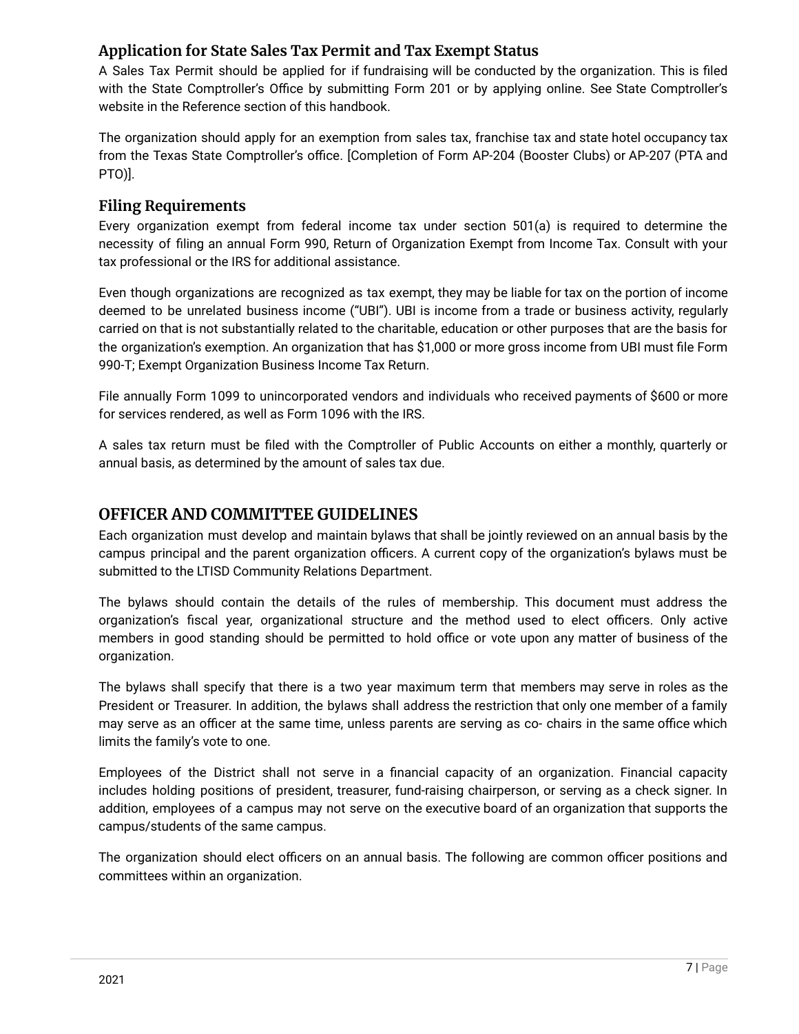### Application for State Sales Tax Permit and Tax Exempt Status

A Sales Tax Permit should be applied for if fundraising will be conducted by the organization. This is filed with the State Comptroller's Office by submitting Form 201 or by applying online. See State Comptroller's website in the Reference section of this handbook.

The organization should apply for an exemption from sales tax, franchise tax and state hotel occupancy tax from the Texas State Comptroller's office. [Completion of Form AP-204 (Booster Clubs) or AP-207 (PTA and PTO)].

### Filing Requirements

Every organization exempt from federal income tax under section 501(a) is required to determine the necessity of filing an annual Form 990, Return of Organization Exempt from Income Tax. Consult with your tax professional or the IRS for additional assistance.

Even though organizations are recognized as tax exempt, they may be liable for tax on the portion of income deemed to be unrelated business income ("UBI"). UBI is income from a trade or business activity, regularly carried on that is not substantially related to the charitable, education or other purposes that are the basis for the organization's exemption. An organization that has $1,000 or more gross income from UBI must file Form 990-T; Exempt Organization Business Income Tax Return.

File annually Form 1099 to unincorporated vendors and individuals who received payments of $600 or more for services rendered, as well as Form 1096 with the IRS.

A sales tax return must be filed with the Comptroller of Public Accounts on either a monthly, quarterly or annual basis, as determined by the amount of sales tax due.

## OFFICER AND COMMITTEE GUIDELINES

Each organization must develop and maintain bylaws that shall be jointly reviewed on an annual basis by the campus principal and the parent organization officers. A current copy of the organization's bylaws must be submitted to the LTISD Community Relations Department.

The bylaws should contain the details of the rules of membership. This document must address the organization's fiscal year, organizational structure and the method used to elect officers. Only active members in good standing should be permitted to hold office or vote upon any matter of business of the organization.

The bylaws shall specify that there is a two year maximum term that members may serve in roles as the President or Treasurer. In addition, the bylaws shall address the restriction that only one member of a family may serve as an officer at the same time, unless parents are serving as co- chairs in the same office which limits the family's vote to one.

Employees of the District shall not serve in a financial capacity of an organization. Financial capacity includes holding positions of president, treasurer, fund-raising chairperson, or serving as a check signer. In addition, employees of a campus may not serve on the executive board of an organization that supports the campus/students of the same campus.

The organization should elect officers on an annual basis. The following are common officer positions and committees within an organization.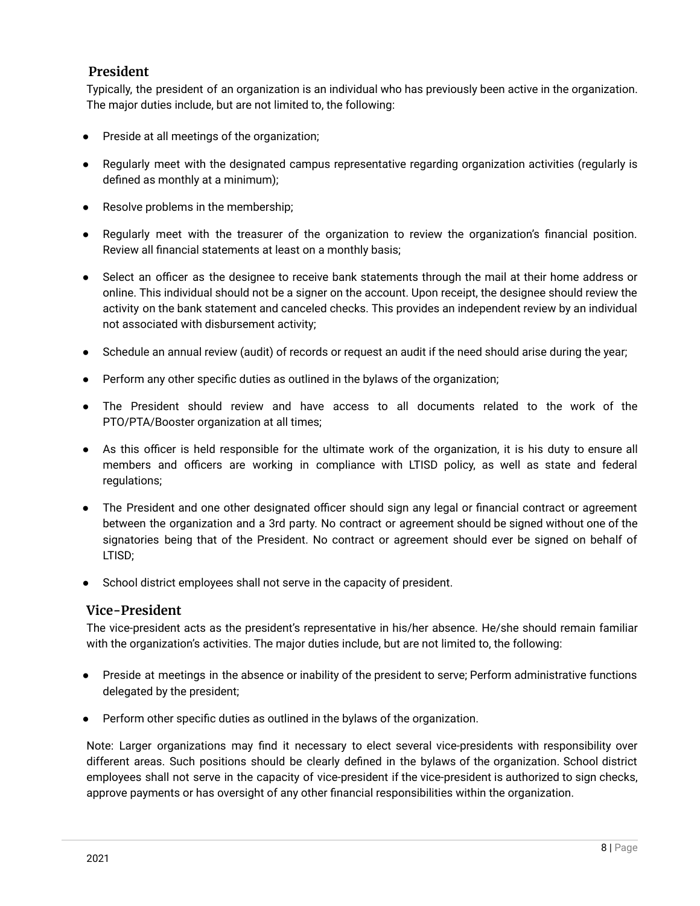## President

Typically, the president of an organization is an individual who has previously been active in the organization. The major duties include, but are not limited to, the following:

- Preside at all meetings of the organization;
- Regularly meet with the designated campus representative regarding organization activities (regularly is defined as monthly at a minimum);
- Resolve problems in the membership;
- Regularly meet with the treasurer of the organization to review the organization's financial position. Review all financial statements at least on a monthly basis;
- Select an officer as the designee to receive bank statements through the mail at their home address or online. This individual should not be a signer on the account. Upon receipt, the designee should review the activity on the bank statement and canceled checks. This provides an independent review by an individual not associated with disbursement activity;
- Schedule an annual review (audit) of records or request an audit if the need should arise during the year;
- Perform any other specific duties as outlined in the bylaws of the organization;
- The President should review and have access to all documents related to the work of the PTO/PTA/Booster organization at all times;
- As this officer is held responsible for the ultimate work of the organization, it is his duty to ensure all members and officers are working in compliance with LTISD policy, as well as state and federal regulations;
- The President and one other designated officer should sign any legal or financial contract or agreement between the organization and a 3rd party. No contract or agreement should be signed without one of the signatories being that of the President. No contract or agreement should ever be signed on behalf of LTISD;
- School district employees shall not serve in the capacity of president.

## Vice-President

The vice-president acts as the president's representative in his/her absence. He/she should remain familiar with the organization's activities. The major duties include, but are not limited to, the following:

- Preside at meetings in the absence or inability of the president to serve; Perform administrative functions delegated by the president;
- Perform other specific duties as outlined in the bylaws of the organization.

Note: Larger organizations may find it necessary to elect several vice-presidents with responsibility over different areas. Such positions should be clearly defined in the bylaws of the organization. School district employees shall not serve in the capacity of vice-president if the vice-president is authorized to sign checks, approve payments or has oversight of any other financial responsibilities within the organization.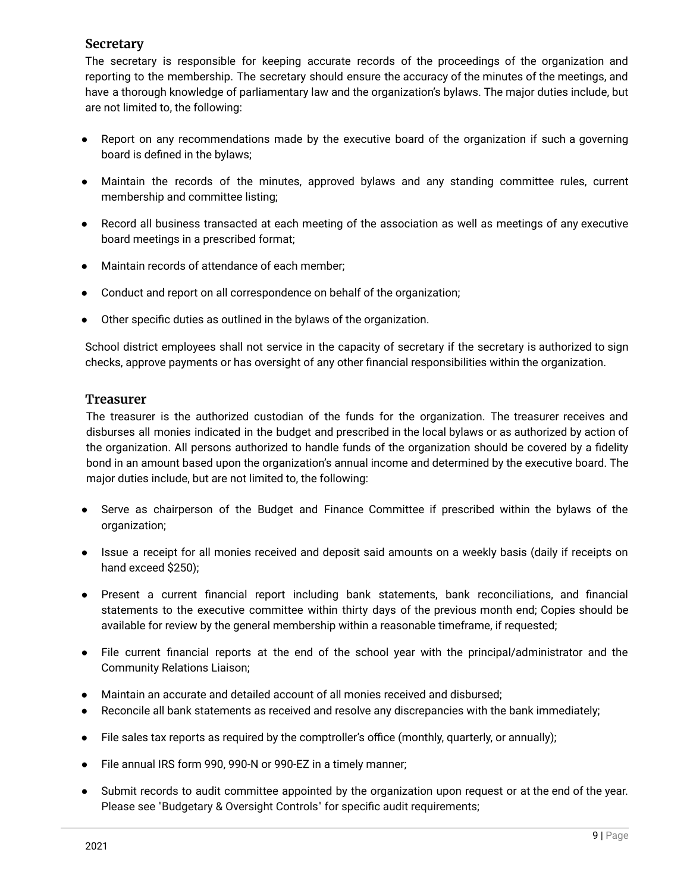### Secretary

The secretary is responsible for keeping accurate records of the proceedings of the organization and reporting to the membership. The secretary should ensure the accuracy of the minutes of the meetings, and have a thorough knowledge of parliamentary law and the organization's bylaws. The major duties include, but are not limited to, the following:

- Report on any recommendations made by the executive board of the organization if such a governing board is defined in the bylaws;
- Maintain the records of the minutes, approved bylaws and any standing committee rules, current membership and committee listing;
- Record all business transacted at each meeting of the association as well as meetings of any executive board meetings in a prescribed format;
- Maintain records of attendance of each member;
- Conduct and report on all correspondence on behalf of the organization;
- Other specific duties as outlined in the bylaws of the organization.

School district employees shall not service in the capacity of secretary if the secretary is authorized to sign checks, approve payments or has oversight of any other financial responsibilities within the organization.

### Treasurer

The treasurer is the authorized custodian of the funds for the organization. The treasurer receives and disburses all monies indicated in the budget and prescribed in the local bylaws or as authorized by action of the organization. All persons authorized to handle funds of the organization should be covered by a fidelity bond in an amount based upon the organization's annual income and determined by the executive board. The major duties include, but are not limited to, the following:

- Serve as chairperson of the Budget and Finance Committee if prescribed within the bylaws of the organization;
- Issue a receipt for all monies received and deposit said amounts on a weekly basis (daily if receipts on hand exceed $250);
- Present a current financial report including bank statements, bank reconciliations, and financial statements to the executive committee within thirty days of the previous month end; Copies should be available for review by the general membership within a reasonable timeframe, if requested;
- File current financial reports at the end of the school year with the principal/administrator and the Community Relations Liaison;
- Maintain an accurate and detailed account of all monies received and disbursed;
- Reconcile all bank statements as received and resolve any discrepancies with the bank immediately;
- File sales tax reports as required by the comptroller's office (monthly, quarterly, or annually);
- File annual IRS form 990, 990-N or 990-EZ in a timely manner;
- Submit records to audit committee appointed by the organization upon request or at the end of the year. Please see "Budgetary & Oversight Controls" for specific audit requirements;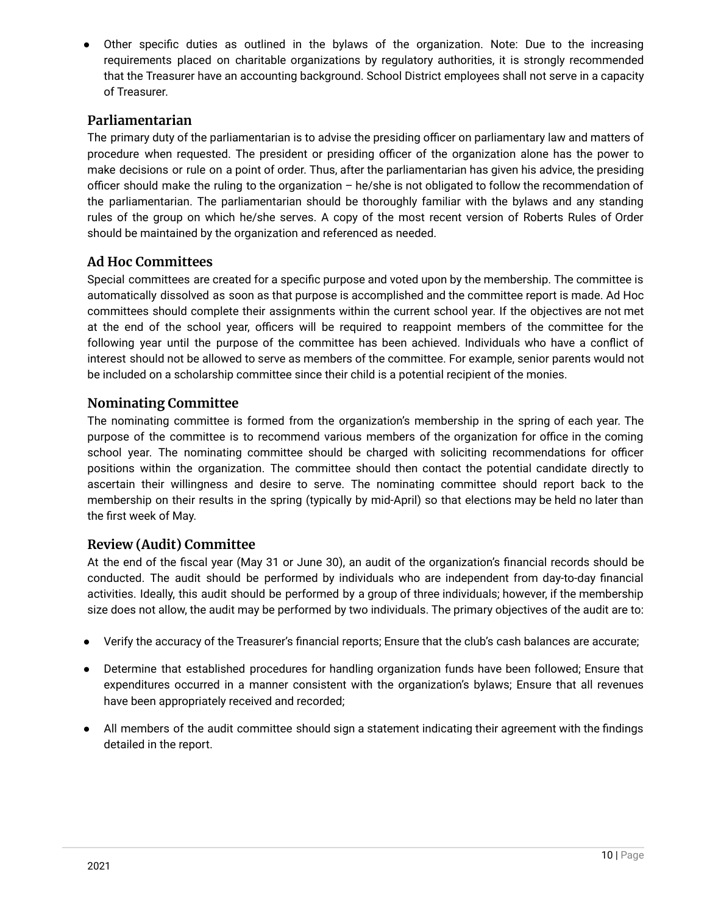- Other specific duties as outlined in the bylaws of the organization. Note: Due to the increasing requirements placed on charitable organizations by regulatory authorities, it is strongly recommended that the Treasurer have an accounting background. School District employees shall not serve in a capacity of Treasurer.

### Parliamentarian

The primary duty of the parliamentarian is to advise the presiding officer on parliamentary law and matters of procedure when requested. The president or presiding officer of the organization alone has the power to make decisions or rule on a point of order. Thus, after the parliamentarian has given his advice, the presiding officer should make the ruling to the organization – he/she is not obligated to follow the recommendation of the parliamentarian. The parliamentarian should be thoroughly familiar with the bylaws and any standing rules of the group on which he/she serves. A copy of the most recent version of Roberts Rules of Order should be maintained by the organization and referenced as needed.

### Ad Hoc Committees

Special committees are created for a specific purpose and voted upon by the membership. The committee is automatically dissolved as soon as that purpose is accomplished and the committee report is made. Ad Hoc committees should complete their assignments within the current school year. If the objectives are not met at the end of the school year, officers will be required to reappoint members of the committee for the following year until the purpose of the committee has been achieved. Individuals who have a conflict of interest should not be allowed to serve as members of the committee. For example, senior parents would not be included on a scholarship committee since their child is a potential recipient of the monies.

### Nominating Committee

The nominating committee is formed from the organization's membership in the spring of each year. The purpose of the committee is to recommend various members of the organization for office in the coming school year. The nominating committee should be charged with soliciting recommendations for officer positions within the organization. The committee should then contact the potential candidate directly to ascertain their willingness and desire to serve. The nominating committee should report back to the membership on their results in the spring (typically by mid-April) so that elections may be held no later than the first week of May.

### Review (Audit) Committee

At the end of the fiscal year (May 31 or June 30), an audit of the organization's financial records should be conducted. The audit should be performed by individuals who are independent from day-to-day financial activities. Ideally, this audit should be performed by a group of three individuals; however, if the membership size does not allow, the audit may be performed by two individuals. The primary objectives of the audit are to:

- Verify the accuracy of the Treasurer's financial reports; Ensure that the club's cash balances are accurate;
- Determine that established procedures for handling organization funds have been followed; Ensure that expenditures occurred in a manner consistent with the organization's bylaws; Ensure that all revenues have been appropriately received and recorded;
- All members of the audit committee should sign a statement indicating their agreement with the findings detailed in the report.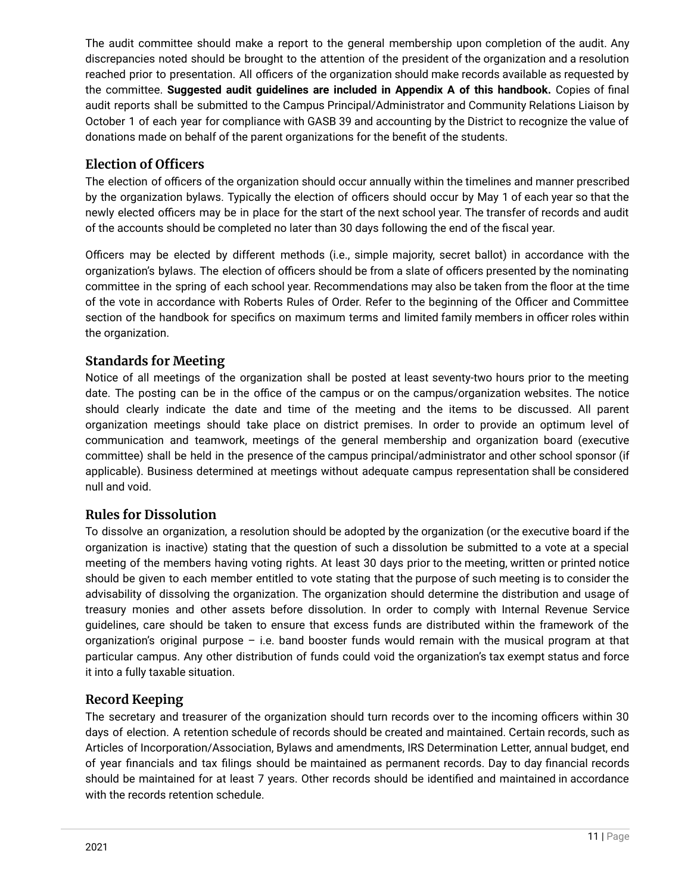The audit committee should make a report to the general membership upon completion of the audit. Any discrepancies noted should be brought to the attention of the president of the organization and a resolution reached prior to presentation. All officers of the organization should make records available as requested by the committee. **Suggested audit guidelines are included in Appendix A of this handbook.** Copies of final audit reports shall be submitted to the Campus Principal/Administrator and Community Relations Liaison by October 1 of each year for compliance with GASB 39 and accounting by the District to recognize the value of donations made on behalf of the parent organizations for the benefit of the students.

## Election of Officers

The election of officers of the organization should occur annually within the timelines and manner prescribed by the organization bylaws. Typically the election of officers should occur by May 1 of each year so that the newly elected officers may be in place for the start of the next school year. The transfer of records and audit of the accounts should be completed no later than 30 days following the end of the fiscal year.

Officers may be elected by different methods (i.e., simple majority, secret ballot) in accordance with the organization's bylaws. The election of officers should be from a slate of officers presented by the nominating committee in the spring of each school year. Recommendations may also be taken from the floor at the time of the vote in accordance with Roberts Rules of Order. Refer to the beginning of the Officer and Committee section of the handbook for specifics on maximum terms and limited family members in officer roles within the organization.

## Standards for Meeting

Notice of all meetings of the organization shall be posted at least seventy-two hours prior to the meeting date. The posting can be in the office of the campus or on the campus/organization websites. The notice should clearly indicate the date and time of the meeting and the items to be discussed. All parent organization meetings should take place on district premises. In order to provide an optimum level of communication and teamwork, meetings of the general membership and organization board (executive committee) shall be held in the presence of the campus principal/administrator and other school sponsor (if applicable). Business determined at meetings without adequate campus representation shall be considered null and void.

## Rules for Dissolution

To dissolve an organization, a resolution should be adopted by the organization (or the executive board if the organization is inactive) stating that the question of such a dissolution be submitted to a vote at a special meeting of the members having voting rights. At least 30 days prior to the meeting, written or printed notice should be given to each member entitled to vote stating that the purpose of such meeting is to consider the advisability of dissolving the organization. The organization should determine the distribution and usage of treasury monies and other assets before dissolution. In order to comply with Internal Revenue Service guidelines, care should be taken to ensure that excess funds are distributed within the framework of the organization's original purpose – i.e. band booster funds would remain with the musical program at that particular campus. Any other distribution of funds could void the organization's tax exempt status and force it into a fully taxable situation.

## Record Keeping

The secretary and treasurer of the organization should turn records over to the incoming officers within 30 days of election. A retention schedule of records should be created and maintained. Certain records, such as Articles of Incorporation/Association, Bylaws and amendments, IRS Determination Letter, annual budget, end of year financials and tax filings should be maintained as permanent records. Day to day financial records should be maintained for at least 7 years. Other records should be identified and maintained in accordance with the records retention schedule.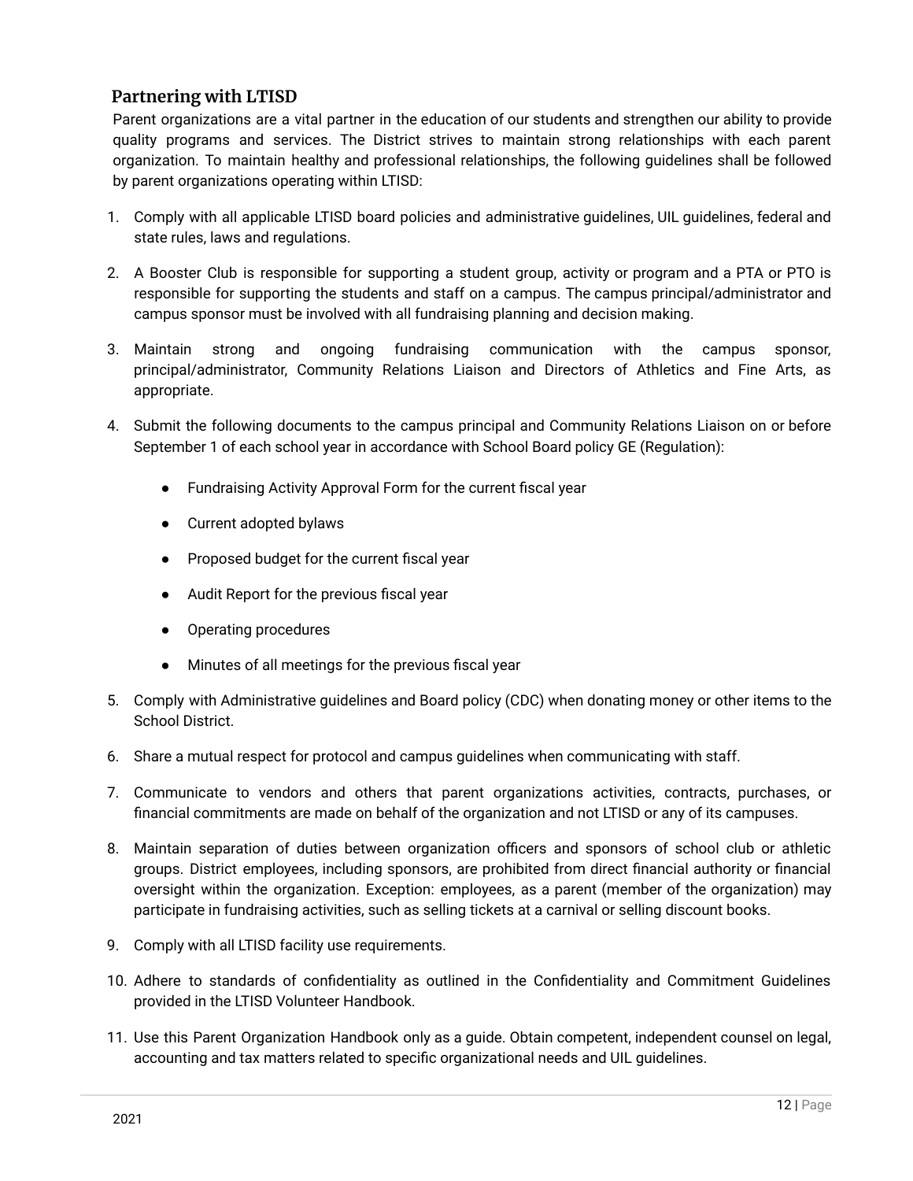## Partnering with LTISD

Parent organizations are a vital partner in the education of our students and strengthen our ability to provide quality programs and services. The District strives to maintain strong relationships with each parent organization. To maintain healthy and professional relationships, the following guidelines shall be followed by parent organizations operating within LTISD:

1. Comply with all applicable LTISD board policies and administrative guidelines, UIL guidelines, federal and state rules, laws and regulations.
2. A Booster Club is responsible for supporting a student group, activity or program and a PTA or PTO is responsible for supporting the students and staff on a campus. The campus principal/administrator and campus sponsor must be involved with all fundraising planning and decision making.
3. Maintain strong and ongoing fundraising communication with the campus sponsor, principal/administrator, Community Relations Liaison and Directors of Athletics and Fine Arts, as appropriate.
4. Submit the following documents to the campus principal and Community Relations Liaison on or before September 1 of each school year in accordance with School Board policy GE (Regulation):
    - Fundraising Activity Approval Form for the current fiscal year
    - Current adopted bylaws
    - Proposed budget for the current fiscal year
    - Audit Report for the previous fiscal year
    - Operating procedures
    - Minutes of all meetings for the previous fiscal year
5. Comply with Administrative guidelines and Board policy (CDC) when donating money or other items to the School District.
6. Share a mutual respect for protocol and campus guidelines when communicating with staff.
7. Communicate to vendors and others that parent organizations activities, contracts, purchases, or financial commitments are made on behalf of the organization and not LTISD or any of its campuses.
8. Maintain separation of duties between organization officers and sponsors of school club or athletic groups. District employees, including sponsors, are prohibited from direct financial authority or financial oversight within the organization. Exception: employees, as a parent (member of the organization) may participate in fundraising activities, such as selling tickets at a carnival or selling discount books.
9. Comply with all LTISD facility use requirements.
10. Adhere to standards of confidentiality as outlined in the Confidentiality and Commitment Guidelines provided in the LTISD Volunteer Handbook.
11. Use this Parent Organization Handbook only as a guide. Obtain competent, independent counsel on legal, accounting and tax matters related to specific organizational needs and UIL guidelines.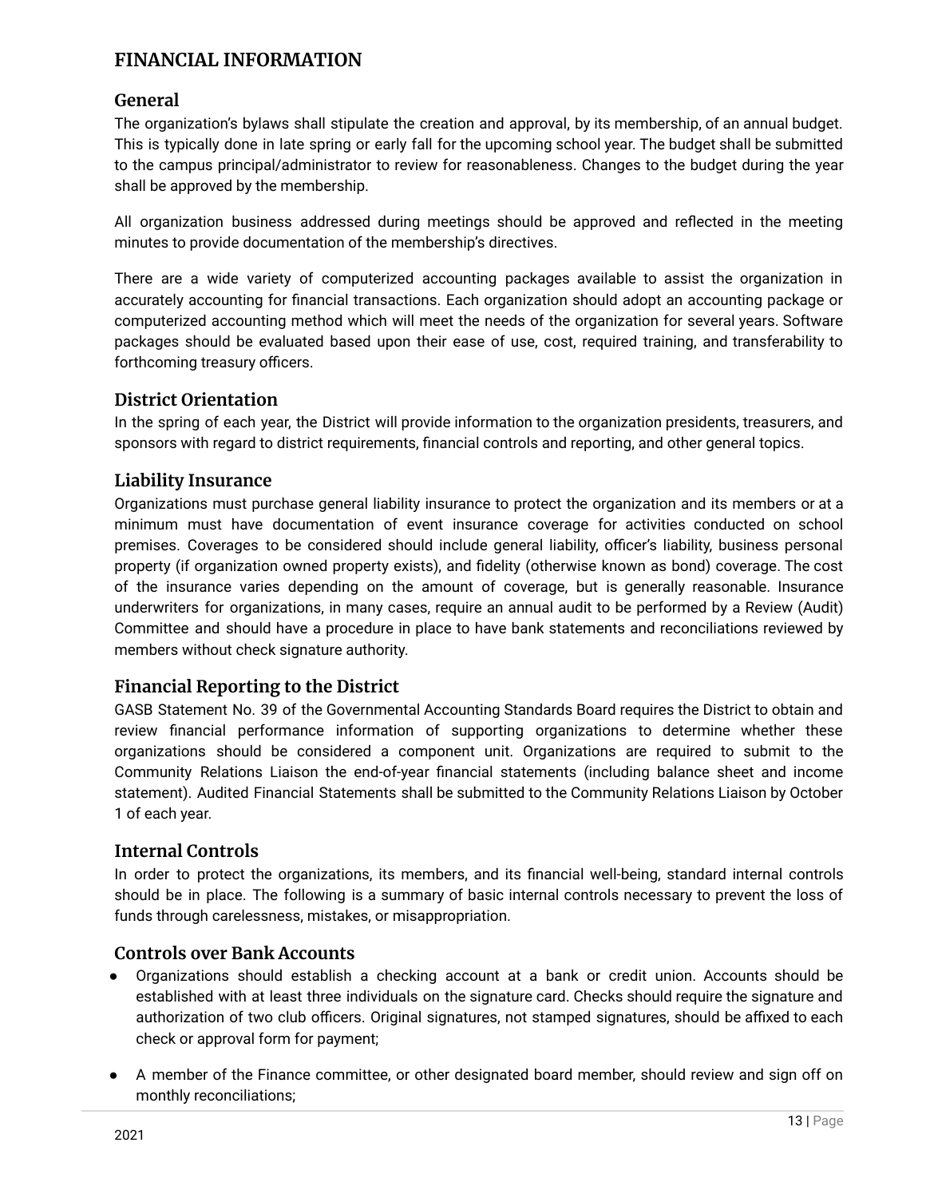# FINANCIAL INFORMATION

## General

The organization's bylaws shall stipulate the creation and approval, by its membership, of an annual budget. This is typically done in late spring or early fall for the upcoming school year. The budget shall be submitted to the campus principal/administrator to review for reasonableness. Changes to the budget during the year shall be approved by the membership.

All organization business addressed during meetings should be approved and reflected in the meeting minutes to provide documentation of the membership's directives.

There are a wide variety of computerized accounting packages available to assist the organization in accurately accounting for financial transactions. Each organization should adopt an accounting package or computerized accounting method which will meet the needs of the organization for several years. Software packages should be evaluated based upon their ease of use, cost, required training, and transferability to forthcoming treasury officers.

## District Orientation

In the spring of each year, the District will provide information to the organization presidents, treasurers, and sponsors with regard to district requirements, financial controls and reporting, and other general topics.

## Liability Insurance

Organizations must purchase general liability insurance to protect the organization and its members or at a minimum must have documentation of event insurance coverage for activities conducted on school premises. Coverages to be considered should include general liability, officer's liability, business personal property (if organization owned property exists), and fidelity (otherwise known as bond) coverage. The cost of the insurance varies depending on the amount of coverage, but is generally reasonable. Insurance underwriters for organizations, in many cases, require an annual audit to be performed by a Review (Audit) Committee and should have a procedure in place to have bank statements and reconciliations reviewed by members without check signature authority.

## Financial Reporting to the District

GASB Statement No. 39 of the Governmental Accounting Standards Board requires the District to obtain and review financial performance information of supporting organizations to determine whether these organizations should be considered a component unit. Organizations are required to submit to the Community Relations Liaison the end-of-year financial statements (including balance sheet and income statement). Audited Financial Statements shall be submitted to the Community Relations Liaison by October 1 of each year.

## Internal Controls

In order to protect the organizations, its members, and its financial well-being, standard internal controls should be in place. The following is a summary of basic internal controls necessary to prevent the loss of funds through carelessness, mistakes, or misappropriation.

## Controls over Bank Accounts

- Organizations should establish a checking account at a bank or credit union. Accounts should be established with at least three individuals on the signature card. Checks should require the signature and authorization of two club officers. Original signatures, not stamped signatures, should be affixed to each check or approval form for payment;
- A member of the Finance committee, or other designated board member, should review and sign off on monthly reconciliations;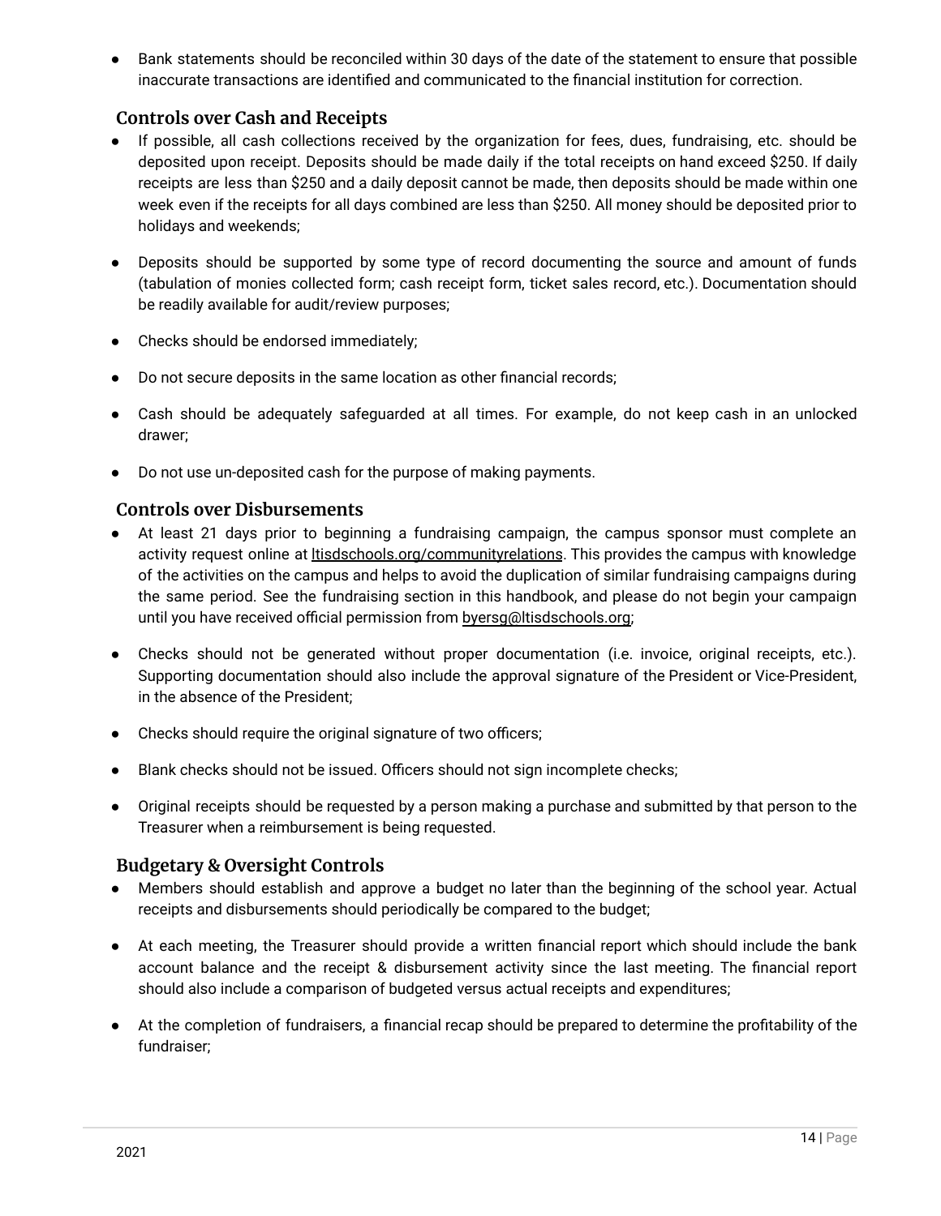- Bank statements should be reconciled within 30 days of the date of the statement to ensure that possible inaccurate transactions are identified and communicated to the financial institution for correction.

### Controls over Cash and Receipts

- If possible, all cash collections received by the organization for fees, dues, fundraising, etc. should be deposited upon receipt. Deposits should be made daily if the total receipts on hand exceed $250. If daily receipts are less than $250 and a daily deposit cannot be made, then deposits should be made within one week even if the receipts for all days combined are less than $250. All money should be deposited prior to holidays and weekends;
- Deposits should be supported by some type of record documenting the source and amount of funds (tabulation of monies collected form; cash receipt form, ticket sales record, etc.). Documentation should be readily available for audit/review purposes;
- Checks should be endorsed immediately;
- Do not secure deposits in the same location as other financial records;
- Cash should be adequately safeguarded at all times. For example, do not keep cash in an unlocked drawer;
- Do not use un-deposited cash for the purpose of making payments.

### Controls over Disbursements

- At least 21 days prior to beginning a fundraising campaign, the campus sponsor must complete an activity request online at ltisdschools.org/communityrelations. This provides the campus with knowledge of the activities on the campus and helps to avoid the duplication of similar fundraising campaigns during the same period. See the fundraising section in this handbook, and please do not begin your campaign until you have received official permission from byersg@ltisdschools.org;
- Checks should not be generated without proper documentation (i.e. invoice, original receipts, etc.). Supporting documentation should also include the approval signature of the President or Vice-President, in the absence of the President;
- Checks should require the original signature of two officers;
- Blank checks should not be issued. Officers should not sign incomplete checks;
- Original receipts should be requested by a person making a purchase and submitted by that person to the Treasurer when a reimbursement is being requested.

### Budgetary & Oversight Controls

- Members should establish and approve a budget no later than the beginning of the school year. Actual receipts and disbursements should periodically be compared to the budget;
- At each meeting, the Treasurer should provide a written financial report which should include the bank account balance and the receipt & disbursement activity since the last meeting. The financial report should also include a comparison of budgeted versus actual receipts and expenditures;
- At the completion of fundraisers, a financial recap should be prepared to determine the profitability of the fundraiser;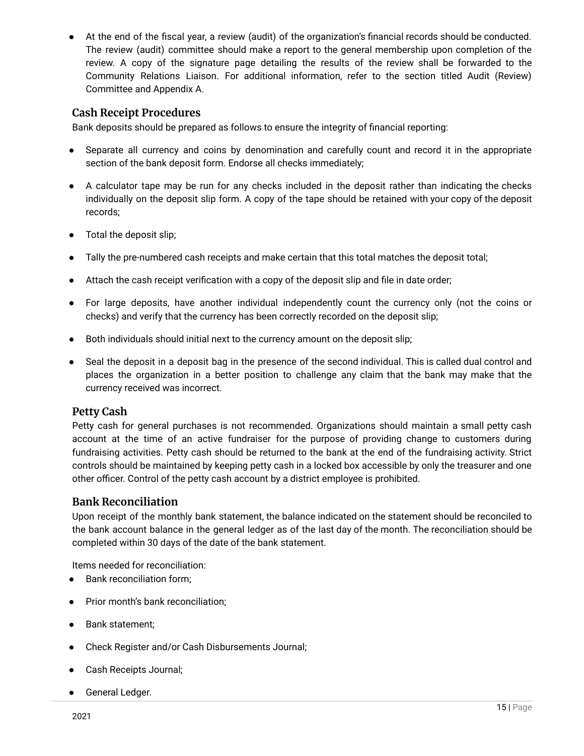- At the end of the fiscal year, a review (audit) of the organization's financial records should be conducted. The review (audit) committee should make a report to the general membership upon completion of the review. A copy of the signature page detailing the results of the review shall be forwarded to the Community Relations Liaison. For additional information, refer to the section titled Audit (Review) Committee and Appendix A.

## Cash Receipt Procedures

Bank deposits should be prepared as follows to ensure the integrity of financial reporting:

- Separate all currency and coins by denomination and carefully count and record it in the appropriate section of the bank deposit form. Endorse all checks immediately;
- A calculator tape may be run for any checks included in the deposit rather than indicating the checks individually on the deposit slip form. A copy of the tape should be retained with your copy of the deposit records;
- Total the deposit slip;
- Tally the pre-numbered cash receipts and make certain that this total matches the deposit total;
- Attach the cash receipt verification with a copy of the deposit slip and file in date order;
- For large deposits, have another individual independently count the currency only (not the coins or checks) and verify that the currency has been correctly recorded on the deposit slip;
- Both individuals should initial next to the currency amount on the deposit slip;
- Seal the deposit in a deposit bag in the presence of the second individual. This is called dual control and places the organization in a better position to challenge any claim that the bank may make that the currency received was incorrect.

## Petty Cash

Petty cash for general purchases is not recommended. Organizations should maintain a small petty cash account at the time of an active fundraiser for the purpose of providing change to customers during fundraising activities. Petty cash should be returned to the bank at the end of the fundraising activity. Strict controls should be maintained by keeping petty cash in a locked box accessible by only the treasurer and one other officer. Control of the petty cash account by a district employee is prohibited.

## Bank Reconciliation

Upon receipt of the monthly bank statement, the balance indicated on the statement should be reconciled to the bank account balance in the general ledger as of the last day of the month. The reconciliation should be completed within 30 days of the date of the bank statement.

Items needed for reconciliation:

- Bank reconciliation form;
- Prior month's bank reconciliation;
- Bank statement;
- Check Register and/or Cash Disbursements Journal;
- Cash Receipts Journal;
- General Ledger.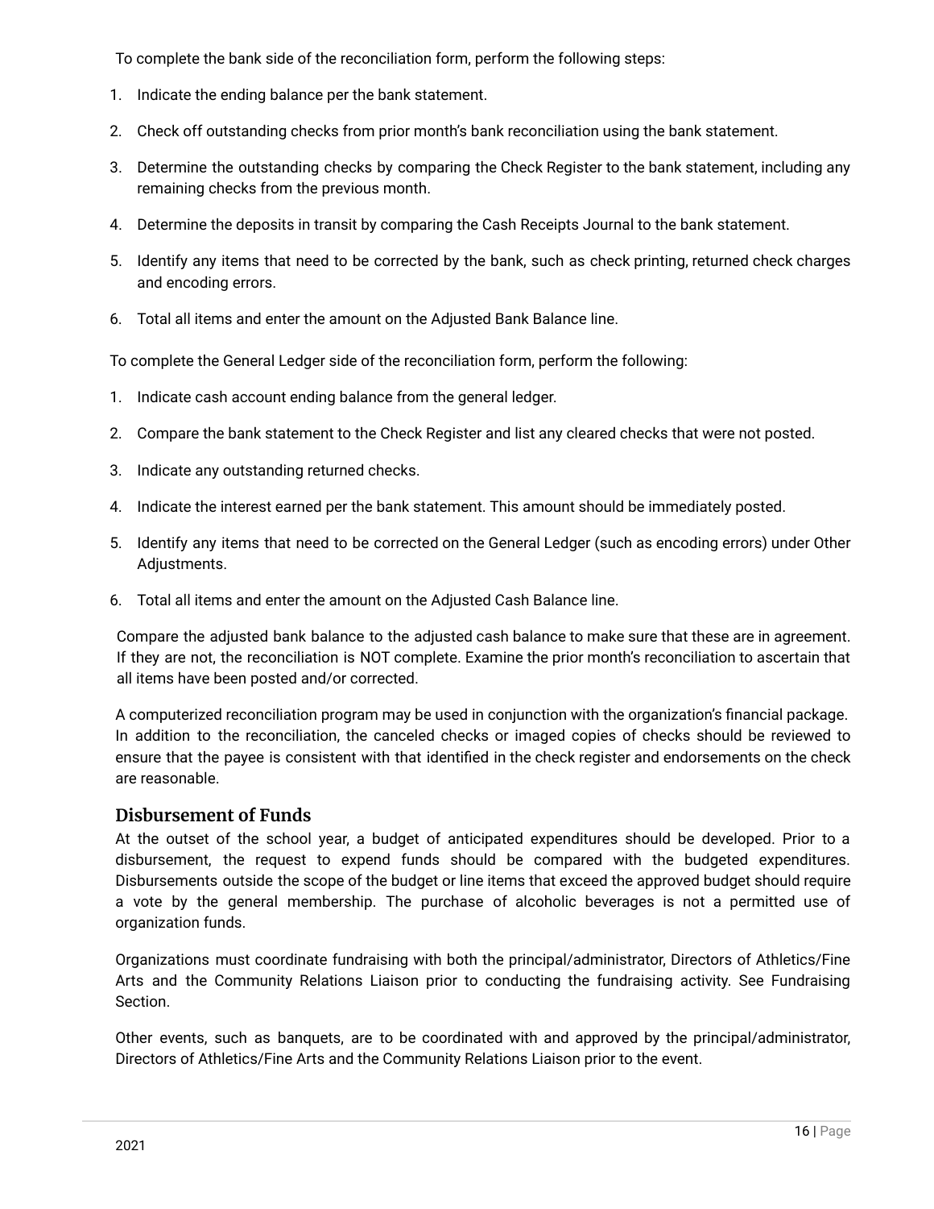To complete the bank side of the reconciliation form, perform the following steps:

1. Indicate the ending balance per the bank statement.
2. Check off outstanding checks from prior month's bank reconciliation using the bank statement.
3. Determine the outstanding checks by comparing the Check Register to the bank statement, including any remaining checks from the previous month.
4. Determine the deposits in transit by comparing the Cash Receipts Journal to the bank statement.
5. Identify any items that need to be corrected by the bank, such as check printing, returned check charges and encoding errors.
6. Total all items and enter the amount on the Adjusted Bank Balance line.

To complete the General Ledger side of the reconciliation form, perform the following:

1. Indicate cash account ending balance from the general ledger.
2. Compare the bank statement to the Check Register and list any cleared checks that were not posted.
3. Indicate any outstanding returned checks.
4. Indicate the interest earned per the bank statement. This amount should be immediately posted.
5. Identify any items that need to be corrected on the General Ledger (such as encoding errors) under Other Adjustments.
6. Total all items and enter the amount on the Adjusted Cash Balance line.

Compare the adjusted bank balance to the adjusted cash balance to make sure that these are in agreement. If they are not, the reconciliation is NOT complete. Examine the prior month's reconciliation to ascertain that all items have been posted and/or corrected.

A computerized reconciliation program may be used in conjunction with the organization's financial package. In addition to the reconciliation, the canceled checks or imaged copies of checks should be reviewed to ensure that the payee is consistent with that identified in the check register and endorsements on the check are reasonable.

## Disbursement of Funds

At the outset of the school year, a budget of anticipated expenditures should be developed. Prior to a disbursement, the request to expend funds should be compared with the budgeted expenditures. Disbursements outside the scope of the budget or line items that exceed the approved budget should require a vote by the general membership. The purchase of alcoholic beverages is not a permitted use of organization funds.

Organizations must coordinate fundraising with both the principal/administrator, Directors of Athletics/Fine Arts and the Community Relations Liaison prior to conducting the fundraising activity. See Fundraising Section.

Other events, such as banquets, are to be coordinated with and approved by the principal/administrator, Directors of Athletics/Fine Arts and the Community Relations Liaison prior to the event.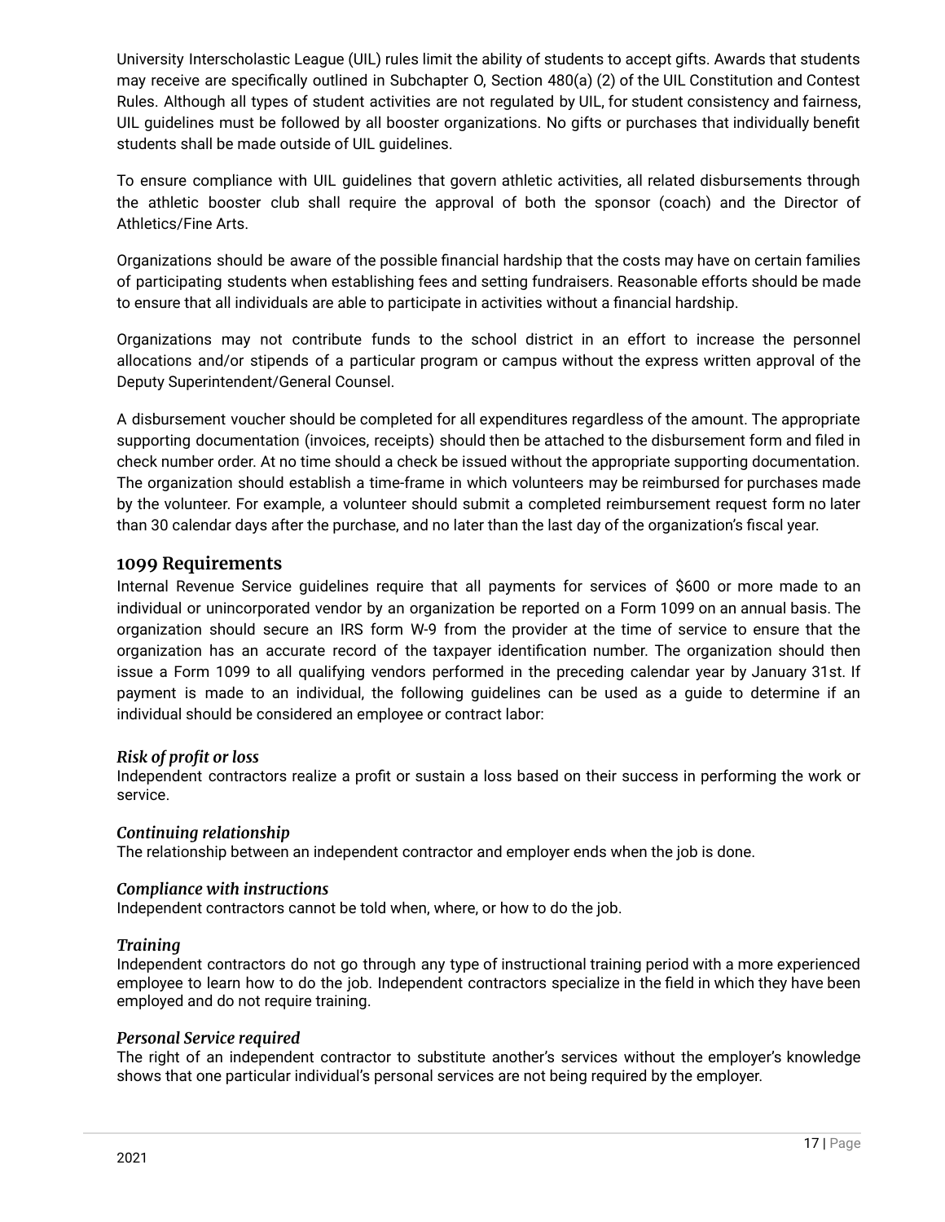University Interscholastic League (UIL) rules limit the ability of students to accept gifts. Awards that students may receive are specifically outlined in Subchapter O, Section 480(a) (2) of the UIL Constitution and Contest Rules. Although all types of student activities are not regulated by UIL, for student consistency and fairness, UIL guidelines must be followed by all booster organizations. No gifts or purchases that individually benefit students shall be made outside of UIL guidelines.

To ensure compliance with UIL guidelines that govern athletic activities, all related disbursements through the athletic booster club shall require the approval of both the sponsor (coach) and the Director of Athletics/Fine Arts.

Organizations should be aware of the possible financial hardship that the costs may have on certain families of participating students when establishing fees and setting fundraisers. Reasonable efforts should be made to ensure that all individuals are able to participate in activities without a financial hardship.

Organizations may not contribute funds to the school district in an effort to increase the personnel allocations and/or stipends of a particular program or campus without the express written approval of the Deputy Superintendent/General Counsel.

A disbursement voucher should be completed for all expenditures regardless of the amount. The appropriate supporting documentation (invoices, receipts) should then be attached to the disbursement form and filed in check number order. At no time should a check be issued without the appropriate supporting documentation. The organization should establish a time-frame in which volunteers may be reimbursed for purchases made by the volunteer. For example, a volunteer should submit a completed reimbursement request form no later than 30 calendar days after the purchase, and no later than the last day of the organization's fiscal year.

## 1099 Requirements

Internal Revenue Service guidelines require that all payments for services of $600 or more made to an individual or unincorporated vendor by an organization be reported on a Form 1099 on an annual basis. The organization should secure an IRS form W-9 from the provider at the time of service to ensure that the organization has an accurate record of the taxpayer identification number. The organization should then issue a Form 1099 to all qualifying vendors performed in the preceding calendar year by January 31st. If payment is made to an individual, the following guidelines can be used as a guide to determine if an individual should be considered an employee or contract labor:

### *Risk of profit or loss*

Independent contractors realize a profit or sustain a loss based on their success in performing the work or service.

### *Continuing relationship*

The relationship between an independent contractor and employer ends when the job is done.

### *Compliance with instructions*

Independent contractors cannot be told when, where, or how to do the job.

### *Training*

Independent contractors do not go through any type of instructional training period with a more experienced employee to learn how to do the job. Independent contractors specialize in the field in which they have been employed and do not require training.

### *Personal Service required*

The right of an independent contractor to substitute another's services without the employer's knowledge shows that one particular individual's personal services are not being required by the employer.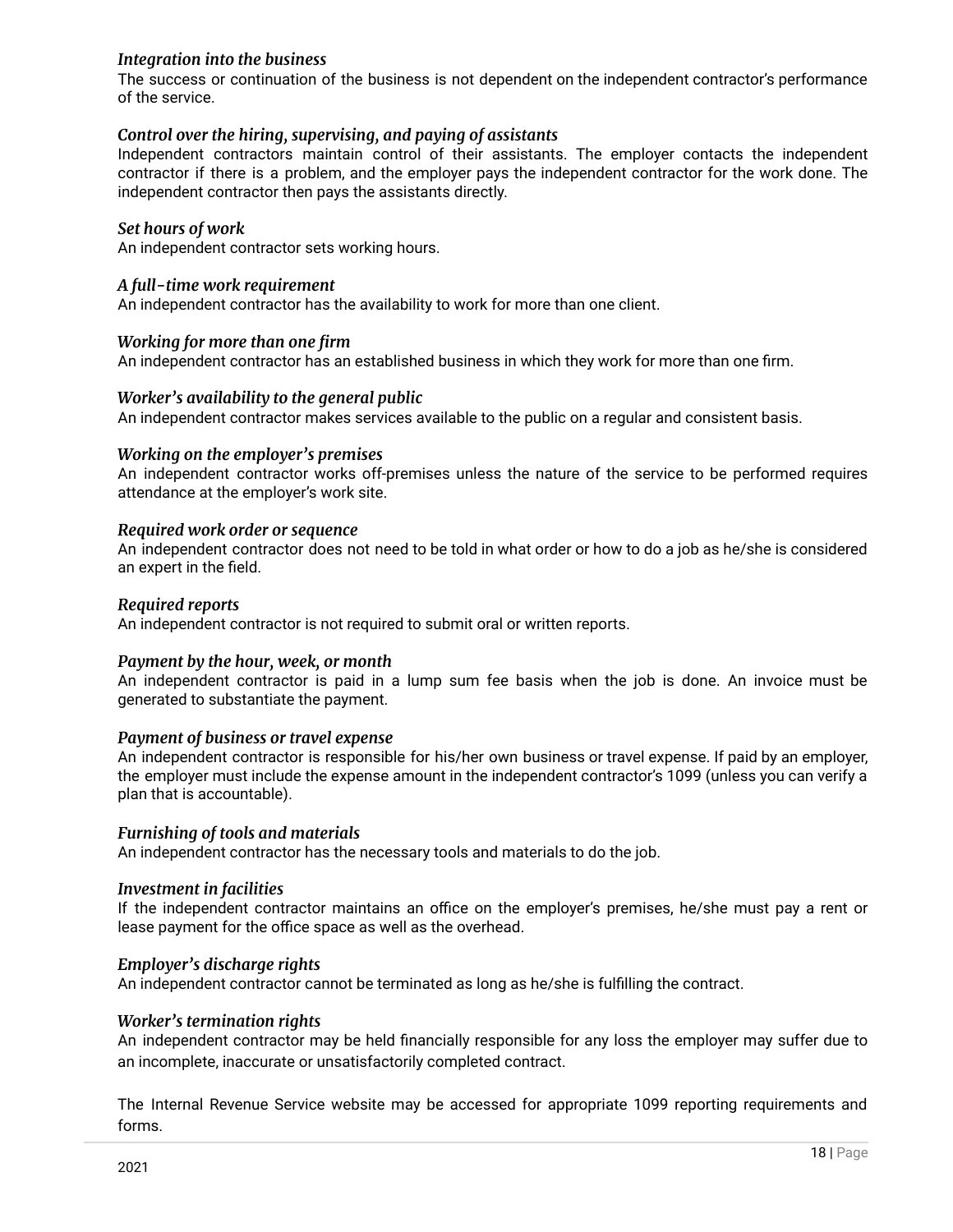*Integration into the business*

The success or continuation of the business is not dependent on the independent contractor's performance of the service.

*Control over the hiring, supervising, and paying of assistants*

Independent contractors maintain control of their assistants. The employer contacts the independent contractor if there is a problem, and the employer pays the independent contractor for the work done. The independent contractor then pays the assistants directly.

*Set hours of work*

An independent contractor sets working hours.

*A full-time work requirement*

An independent contractor has the availability to work for more than one client.

*Working for more than one firm*

An independent contractor has an established business in which they work for more than one firm.

*Worker's availability to the general public*

An independent contractor makes services available to the public on a regular and consistent basis.

*Working on the employer's premises*

An independent contractor works off-premises unless the nature of the service to be performed requires attendance at the employer's work site.

*Required work order or sequence*

An independent contractor does not need to be told in what order or how to do a job as he/she is considered an expert in the field.

*Required reports*

An independent contractor is not required to submit oral or written reports.

*Payment by the hour, week, or month*

An independent contractor is paid in a lump sum fee basis when the job is done. An invoice must be generated to substantiate the payment.

*Payment of business or travel expense*

An independent contractor is responsible for his/her own business or travel expense. If paid by an employer, the employer must include the expense amount in the independent contractor's 1099 (unless you can verify a plan that is accountable).

*Furnishing of tools and materials*

An independent contractor has the necessary tools and materials to do the job.

*Investment in facilities*

If the independent contractor maintains an office on the employer's premises, he/she must pay a rent or lease payment for the office space as well as the overhead.

*Employer's discharge rights*

An independent contractor cannot be terminated as long as he/she is fulfilling the contract.

*Worker's termination rights*

An independent contractor may be held financially responsible for any loss the employer may suffer due to an incomplete, inaccurate or unsatisfactorily completed contract.

The Internal Revenue Service website may be accessed for appropriate 1099 reporting requirements and forms.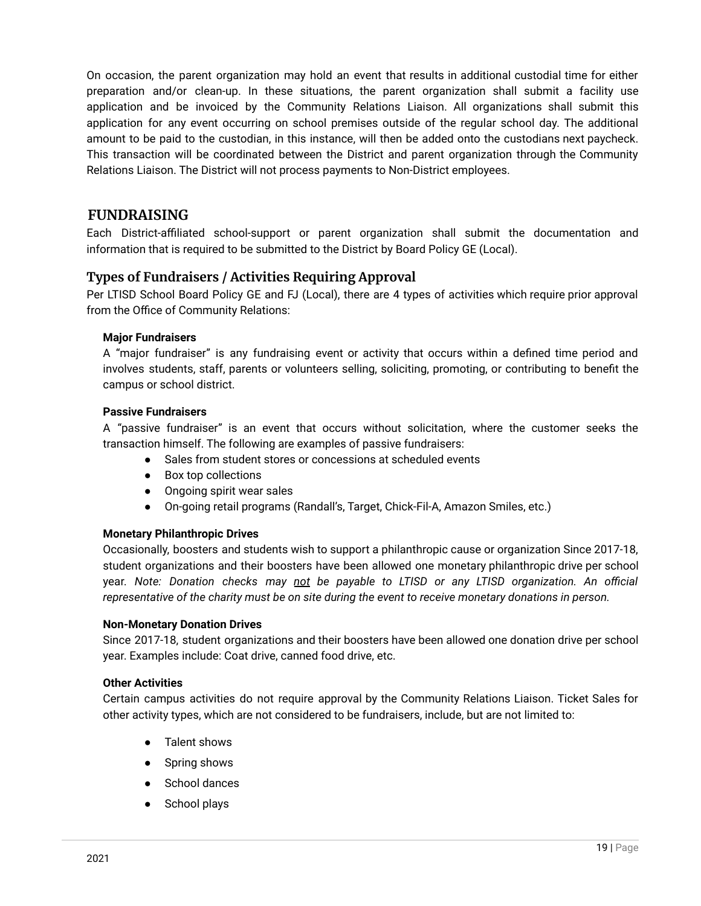On occasion, the parent organization may hold an event that results in additional custodial time for either preparation and/or clean-up. In these situations, the parent organization shall submit a facility use application and be invoiced by the Community Relations Liaison. All organizations shall submit this application for any event occurring on school premises outside of the regular school day. The additional amount to be paid to the custodian, in this instance, will then be added onto the custodians next paycheck. This transaction will be coordinated between the District and parent organization through the Community Relations Liaison. The District will not process payments to Non-District employees.

## FUNDRAISING

Each District-affiliated school-support or parent organization shall submit the documentation and information that is required to be submitted to the District by Board Policy GE (Local).

### Types of Fundraisers / Activities Requiring Approval

Per LTISD School Board Policy GE and FJ (Local), there are 4 types of activities which require prior approval from the Office of Community Relations:

**Major Fundraisers**

A "major fundraiser" is any fundraising event or activity that occurs within a defined time period and involves students, staff, parents or volunteers selling, soliciting, promoting, or contributing to benefit the campus or school district.

**Passive Fundraisers**

A "passive fundraiser" is an event that occurs without solicitation, where the customer seeks the transaction himself. The following are examples of passive fundraisers:

- Sales from student stores or concessions at scheduled events
- Box top collections
- Ongoing spirit wear sales
- On-going retail programs (Randall's, Target, Chick-Fil-A, Amazon Smiles, etc.)

**Monetary Philanthropic Drives**

Occasionally, boosters and students wish to support a philanthropic cause or organization Since 2017-18, student organizations and their boosters have been allowed one monetary philanthropic drive per school year. *Note: Donation checks may <u>not</u> be payable to LTISD or any LTISD organization. An official representative of the charity must be on site during the event to receive monetary donations in person.*

**Non-Monetary Donation Drives**

Since 2017-18, student organizations and their boosters have been allowed one donation drive per school year. Examples include: Coat drive, canned food drive, etc.

**Other Activities**

Certain campus activities do not require approval by the Community Relations Liaison. Ticket Sales for other activity types, which are not considered to be fundraisers, include, but are not limited to:

- Talent shows
- Spring shows
- School dances
- School plays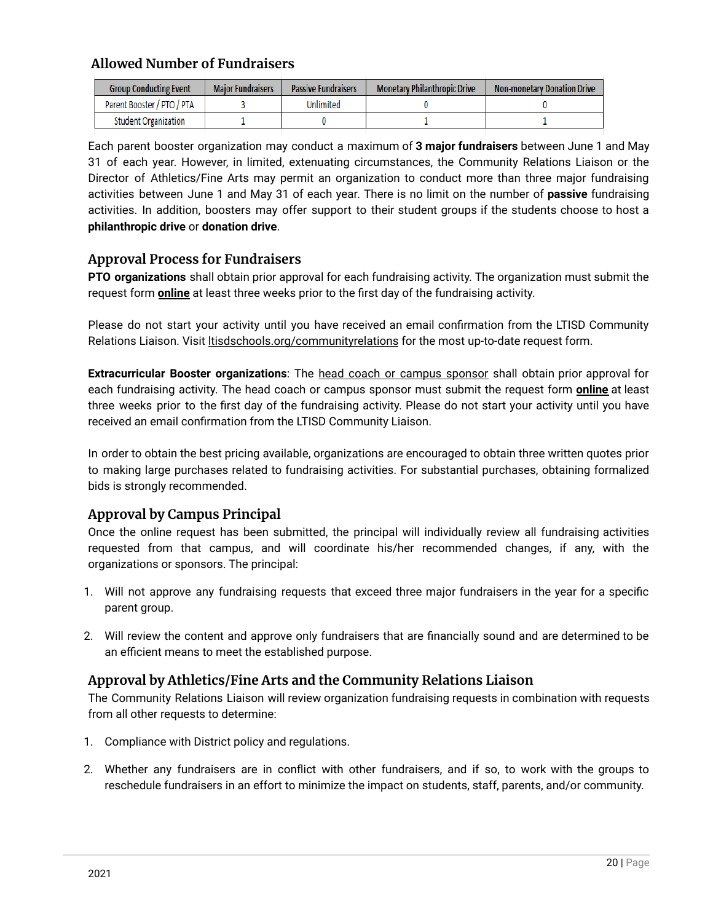## Allowed Number of Fundraisers

| Group Conducting Event | Major Fundraisers | Passive Fundraisers | Monetary Philanthropic Drive | Non-monetary Donation Drive |
|---|---|---|---|---|
| Parent Booster / PTO / PTA | 3 | Unlimited | 0 | 0 |
| Student Organization | 1 | 0 | 1 | 1 |

Each parent booster organization may conduct a maximum of **3 major fundraisers** between June 1 and May 31 of each year. However, in limited, extenuating circumstances, the Community Relations Liaison or the Director of Athletics/Fine Arts may permit an organization to conduct more than three major fundraising activities between June 1 and May 31 of each year. There is no limit on the number of **passive** fundraising activities. In addition, boosters may offer support to their student groups if the students choose to host a **philanthropic drive** or **donation drive**.

## Approval Process for Fundraisers

**PTO organizations** shall obtain prior approval for each fundraising activity. The organization must submit the request form **online** at least three weeks prior to the first day of the fundraising activity.

Please do not start your activity until you have received an email confirmation from the LTISD Community Relations Liaison. Visit ltisdschools.org/communityrelations for the most up-to-date request form.

**Extracurricular Booster organizations**: The head coach or campus sponsor shall obtain prior approval for each fundraising activity. The head coach or campus sponsor must submit the request form **online** at least three weeks prior to the first day of the fundraising activity. Please do not start your activity until you have received an email confirmation from the LTISD Community Liaison.

In order to obtain the best pricing available, organizations are encouraged to obtain three written quotes prior to making large purchases related to fundraising activities. For substantial purchases, obtaining formalized bids is strongly recommended.

## Approval by Campus Principal

Once the online request has been submitted, the principal will individually review all fundraising activities requested from that campus, and will coordinate his/her recommended changes, if any, with the organizations or sponsors. The principal:

1. Will not approve any fundraising requests that exceed three major fundraisers in the year for a specific parent group.

2. Will review the content and approve only fundraisers that are financially sound and are determined to be an efficient means to meet the established purpose.

## Approval by Athletics/Fine Arts and the Community Relations Liaison

The Community Relations Liaison will review organization fundraising requests in combination with requests from all other requests to determine:

1. Compliance with District policy and regulations.

2. Whether any fundraisers are in conflict with other fundraisers, and if so, to work with the groups to reschedule fundraisers in an effort to minimize the impact on students, staff, parents, and/or community.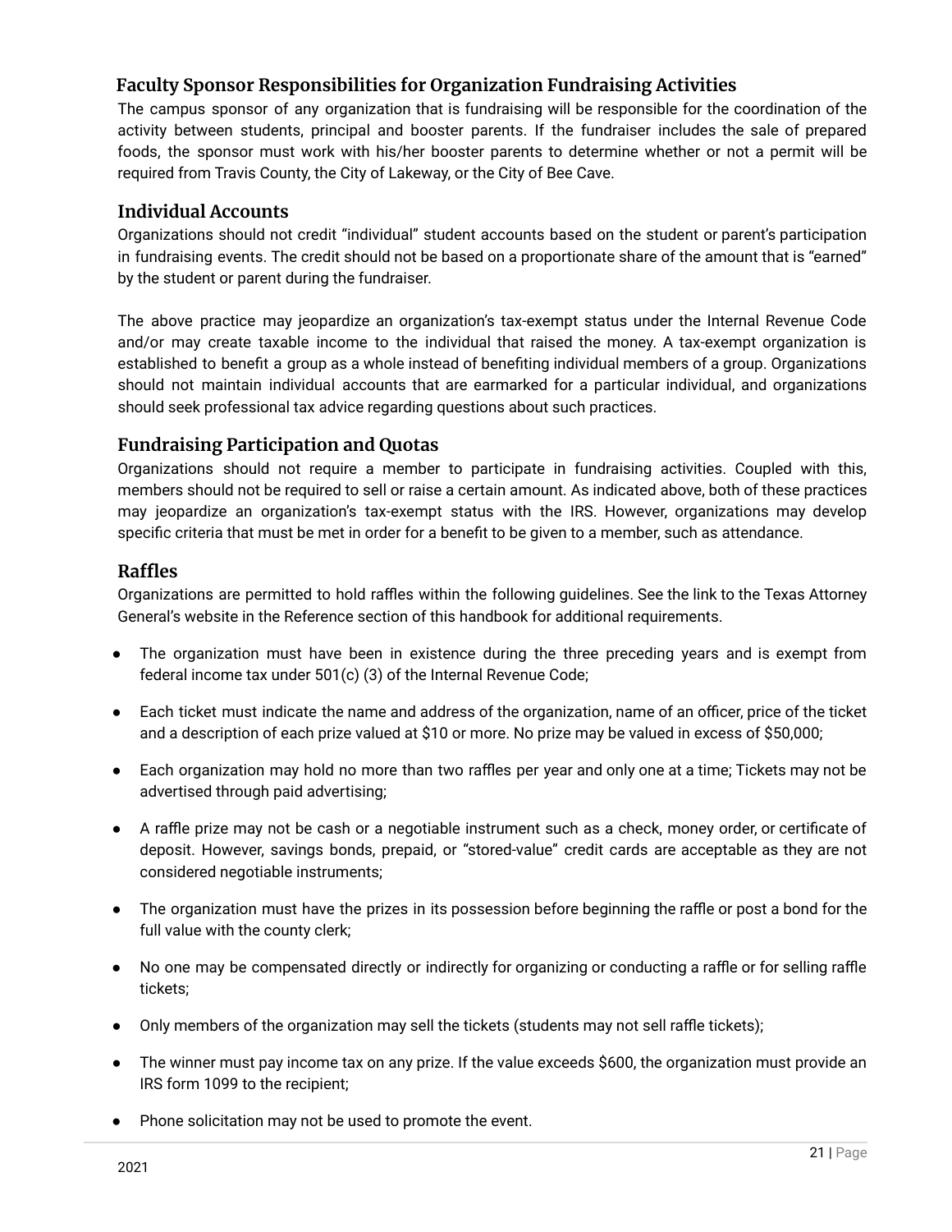### Faculty Sponsor Responsibilities for Organization Fundraising Activities

The campus sponsor of any organization that is fundraising will be responsible for the coordination of the activity between students, principal and booster parents. If the fundraiser includes the sale of prepared foods, the sponsor must work with his/her booster parents to determine whether or not a permit will be required from Travis County, the City of Lakeway, or the City of Bee Cave.

### Individual Accounts

Organizations should not credit "individual" student accounts based on the student or parent's participation in fundraising events. The credit should not be based on a proportionate share of the amount that is "earned" by the student or parent during the fundraiser.

The above practice may jeopardize an organization's tax-exempt status under the Internal Revenue Code and/or may create taxable income to the individual that raised the money. A tax-exempt organization is established to benefit a group as a whole instead of benefiting individual members of a group. Organizations should not maintain individual accounts that are earmarked for a particular individual, and organizations should seek professional tax advice regarding questions about such practices.

### Fundraising Participation and Quotas

Organizations should not require a member to participate in fundraising activities. Coupled with this, members should not be required to sell or raise a certain amount. As indicated above, both of these practices may jeopardize an organization's tax-exempt status with the IRS. However, organizations may develop specific criteria that must be met in order for a benefit to be given to a member, such as attendance.

### Raffles

Organizations are permitted to hold raffles within the following guidelines. See the link to the Texas Attorney General's website in the Reference section of this handbook for additional requirements.

- The organization must have been in existence during the three preceding years and is exempt from federal income tax under 501(c) (3) of the Internal Revenue Code;
- Each ticket must indicate the name and address of the organization, name of an officer, price of the ticket and a description of each prize valued at $10 or more. No prize may be valued in excess of $50,000;
- Each organization may hold no more than two raffles per year and only one at a time; Tickets may not be advertised through paid advertising;
- A raffle prize may not be cash or a negotiable instrument such as a check, money order, or certificate of deposit. However, savings bonds, prepaid, or "stored-value" credit cards are acceptable as they are not considered negotiable instruments;
- The organization must have the prizes in its possession before beginning the raffle or post a bond for the full value with the county clerk;
- No one may be compensated directly or indirectly for organizing or conducting a raffle or for selling raffle tickets;
- Only members of the organization may sell the tickets (students may not sell raffle tickets);
- The winner must pay income tax on any prize. If the value exceeds $600, the organization must provide an IRS form 1099 to the recipient;
- Phone solicitation may not be used to promote the event.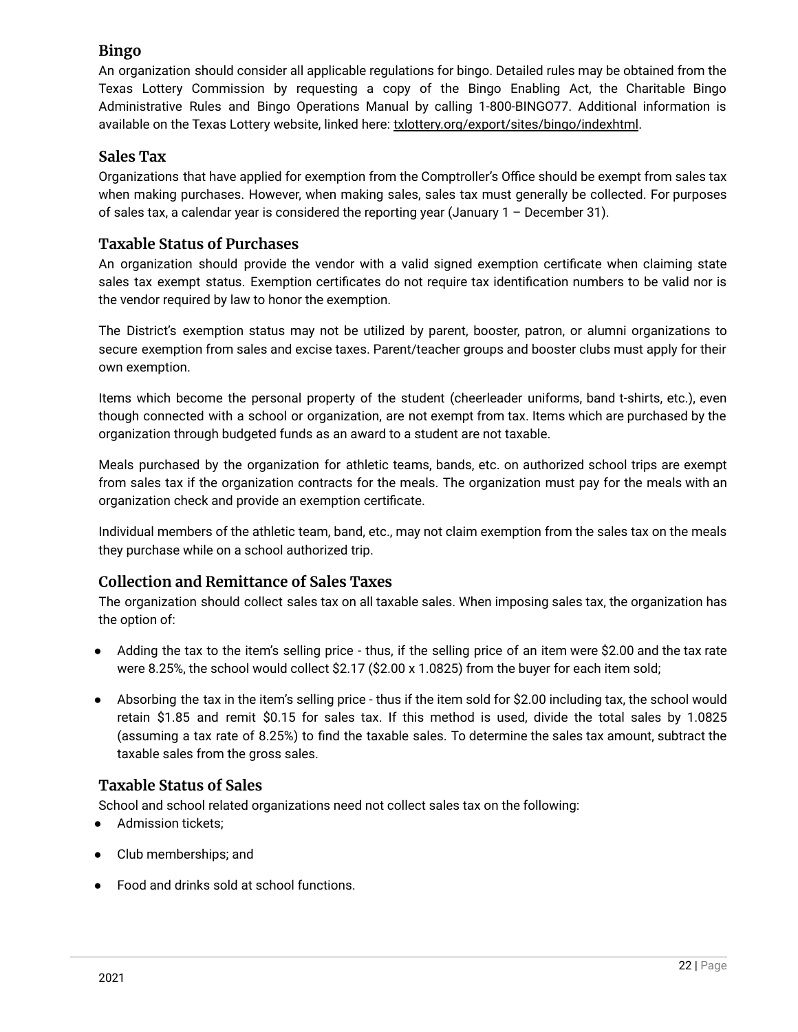## Bingo

An organization should consider all applicable regulations for bingo. Detailed rules may be obtained from the Texas Lottery Commission by requesting a copy of the Bingo Enabling Act, the Charitable Bingo Administrative Rules and Bingo Operations Manual by calling 1-800-BINGO77. Additional information is available on the Texas Lottery website, linked here: txlottery.org/export/sites/bingo/indexhtml.

## Sales Tax

Organizations that have applied for exemption from the Comptroller's Office should be exempt from sales tax when making purchases. However, when making sales, sales tax must generally be collected. For purposes of sales tax, a calendar year is considered the reporting year (January 1 – December 31).

## Taxable Status of Purchases

An organization should provide the vendor with a valid signed exemption certificate when claiming state sales tax exempt status. Exemption certificates do not require tax identification numbers to be valid nor is the vendor required by law to honor the exemption.

The District's exemption status may not be utilized by parent, booster, patron, or alumni organizations to secure exemption from sales and excise taxes. Parent/teacher groups and booster clubs must apply for their own exemption.

Items which become the personal property of the student (cheerleader uniforms, band t-shirts, etc.), even though connected with a school or organization, are not exempt from tax. Items which are purchased by the organization through budgeted funds as an award to a student are not taxable.

Meals purchased by the organization for athletic teams, bands, etc. on authorized school trips are exempt from sales tax if the organization contracts for the meals. The organization must pay for the meals with an organization check and provide an exemption certificate.

Individual members of the athletic team, band, etc., may not claim exemption from the sales tax on the meals they purchase while on a school authorized trip.

## Collection and Remittance of Sales Taxes

The organization should collect sales tax on all taxable sales. When imposing sales tax, the organization has the option of:

- Adding the tax to the item's selling price - thus, if the selling price of an item were $2.00 and the tax rate were 8.25%, the school would collect $2.17 ($2.00 x 1.0825) from the buyer for each item sold;
- Absorbing the tax in the item's selling price - thus if the item sold for $2.00 including tax, the school would retain $1.85 and remit $0.15 for sales tax. If this method is used, divide the total sales by 1.0825 (assuming a tax rate of 8.25%) to find the taxable sales. To determine the sales tax amount, subtract the taxable sales from the gross sales.

## Taxable Status of Sales

School and school related organizations need not collect sales tax on the following:

- Admission tickets;
- Club memberships; and
- Food and drinks sold at school functions.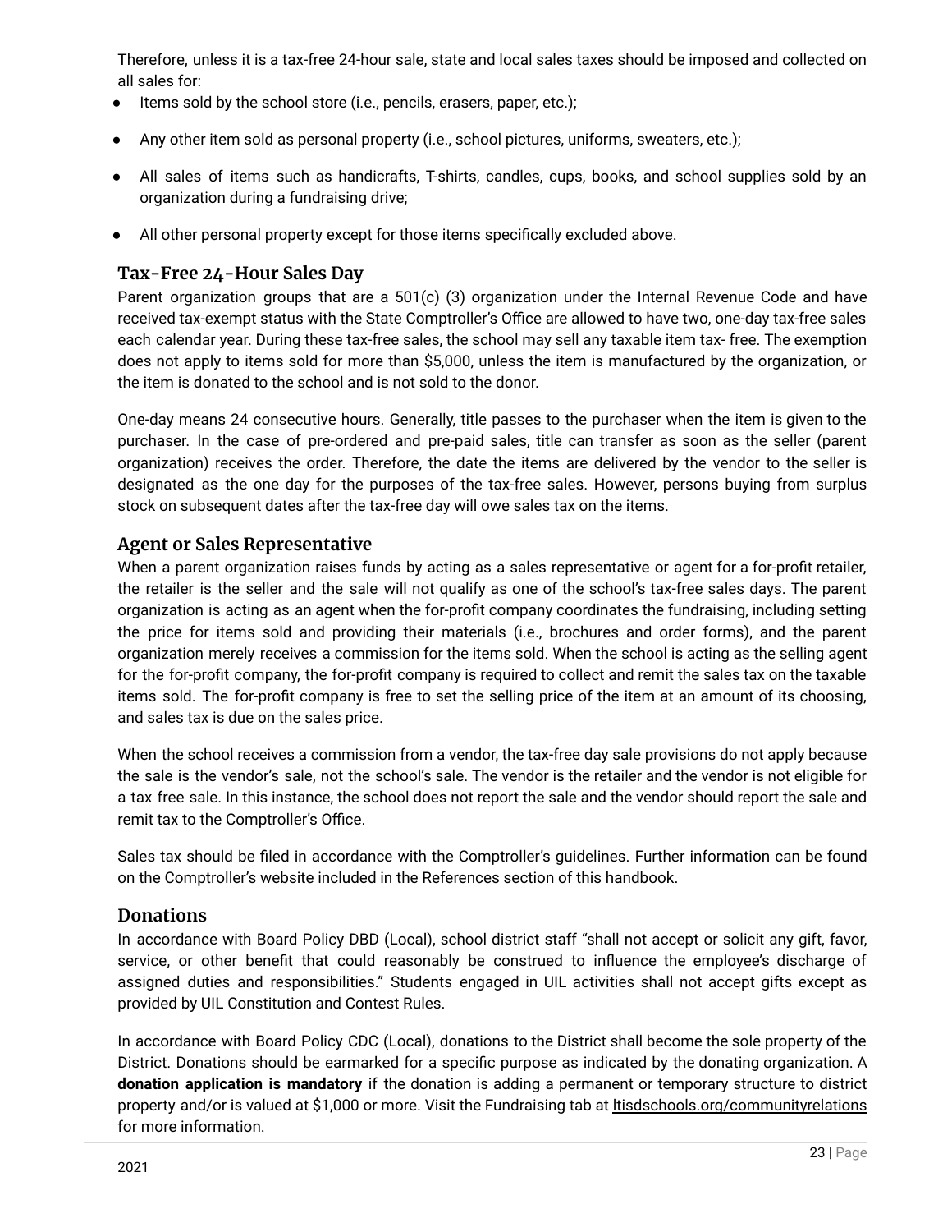Therefore, unless it is a tax-free 24-hour sale, state and local sales taxes should be imposed and collected on all sales for:

- Items sold by the school store (i.e., pencils, erasers, paper, etc.);
- Any other item sold as personal property (i.e., school pictures, uniforms, sweaters, etc.);
- All sales of items such as handicrafts, T-shirts, candles, cups, books, and school supplies sold by an organization during a fundraising drive;
- All other personal property except for those items specifically excluded above.

## Tax-Free 24-Hour Sales Day

Parent organization groups that are a 501(c) (3) organization under the Internal Revenue Code and have received tax-exempt status with the State Comptroller's Office are allowed to have two, one-day tax-free sales each calendar year. During these tax-free sales, the school may sell any taxable item tax- free. The exemption does not apply to items sold for more than $5,000, unless the item is manufactured by the organization, or the item is donated to the school and is not sold to the donor.

One-day means 24 consecutive hours. Generally, title passes to the purchaser when the item is given to the purchaser. In the case of pre-ordered and pre-paid sales, title can transfer as soon as the seller (parent organization) receives the order. Therefore, the date the items are delivered by the vendor to the seller is designated as the one day for the purposes of the tax-free sales. However, persons buying from surplus stock on subsequent dates after the tax-free day will owe sales tax on the items.

## Agent or Sales Representative

When a parent organization raises funds by acting as a sales representative or agent for a for-profit retailer, the retailer is the seller and the sale will not qualify as one of the school's tax-free sales days. The parent organization is acting as an agent when the for-profit company coordinates the fundraising, including setting the price for items sold and providing their materials (i.e., brochures and order forms), and the parent organization merely receives a commission for the items sold. When the school is acting as the selling agent for the for-profit company, the for-profit company is required to collect and remit the sales tax on the taxable items sold. The for-profit company is free to set the selling price of the item at an amount of its choosing, and sales tax is due on the sales price.

When the school receives a commission from a vendor, the tax-free day sale provisions do not apply because the sale is the vendor's sale, not the school's sale. The vendor is the retailer and the vendor is not eligible for a tax free sale. In this instance, the school does not report the sale and the vendor should report the sale and remit tax to the Comptroller's Office.

Sales tax should be filed in accordance with the Comptroller's guidelines. Further information can be found on the Comptroller's website included in the References section of this handbook.

## Donations

In accordance with Board Policy DBD (Local), school district staff "shall not accept or solicit any gift, favor, service, or other benefit that could reasonably be construed to influence the employee's discharge of assigned duties and responsibilities." Students engaged in UIL activities shall not accept gifts except as provided by UIL Constitution and Contest Rules.

In accordance with Board Policy CDC (Local), donations to the District shall become the sole property of the District. Donations should be earmarked for a specific purpose as indicated by the donating organization. A **donation application is mandatory** if the donation is adding a permanent or temporary structure to district property and/or is valued at $1,000 or more. Visit the Fundraising tab at ltisdschools.org/communityrelations for more information.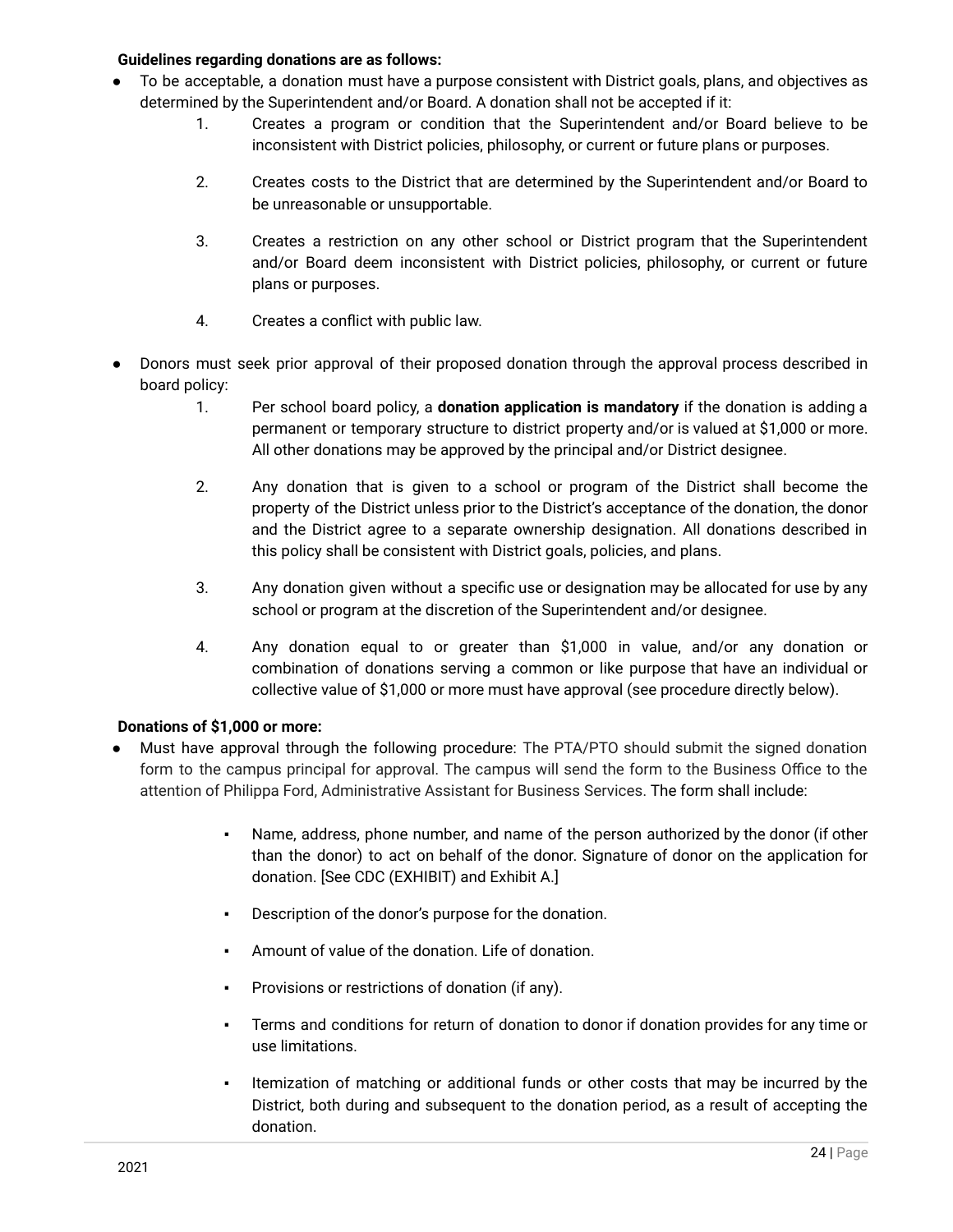**Guidelines regarding donations are as follows:**

- To be acceptable, a donation must have a purpose consistent with District goals, plans, and objectives as determined by the Superintendent and/or Board. A donation shall not be accepted if it:
    1. Creates a program or condition that the Superintendent and/or Board believe to be inconsistent with District policies, philosophy, or current or future plans or purposes.
    2. Creates costs to the District that are determined by the Superintendent and/or Board to be unreasonable or unsupportable.
    3. Creates a restriction on any other school or District program that the Superintendent and/or Board deem inconsistent with District policies, philosophy, or current or future plans or purposes.
    4. Creates a conflict with public law.
- Donors must seek prior approval of their proposed donation through the approval process described in board policy:
    1. Per school board policy, a **donation application is mandatory** if the donation is adding a permanent or temporary structure to district property and/or is valued at $1,000 or more. All other donations may be approved by the principal and/or District designee.
    2. Any donation that is given to a school or program of the District shall become the property of the District unless prior to the District's acceptance of the donation, the donor and the District agree to a separate ownership designation. All donations described in this policy shall be consistent with District goals, policies, and plans.
    3. Any donation given without a specific use or designation may be allocated for use by any school or program at the discretion of the Superintendent and/or designee.
    4. Any donation equal to or greater than $1,000 in value, and/or any donation or combination of donations serving a common or like purpose that have an individual or collective value of $1,000 or more must have approval (see procedure directly below).

**Donations of $1,000 or more:**

- Must have approval through the following procedure: The PTA/PTO should submit the signed donation form to the campus principal for approval. The campus will send the form to the Business Office to the attention of Philippa Ford, Administrative Assistant for Business Services. The form shall include:
    - Name, address, phone number, and name of the person authorized by the donor (if other than the donor) to act on behalf of the donor. Signature of donor on the application for donation. [See CDC (EXHIBIT) and Exhibit A.]
    - Description of the donor's purpose for the donation.
    - Amount of value of the donation. Life of donation.
    - Provisions or restrictions of donation (if any).
    - Terms and conditions for return of donation to donor if donation provides for any time or use limitations.
    - Itemization of matching or additional funds or other costs that may be incurred by the District, both during and subsequent to the donation period, as a result of accepting the donation.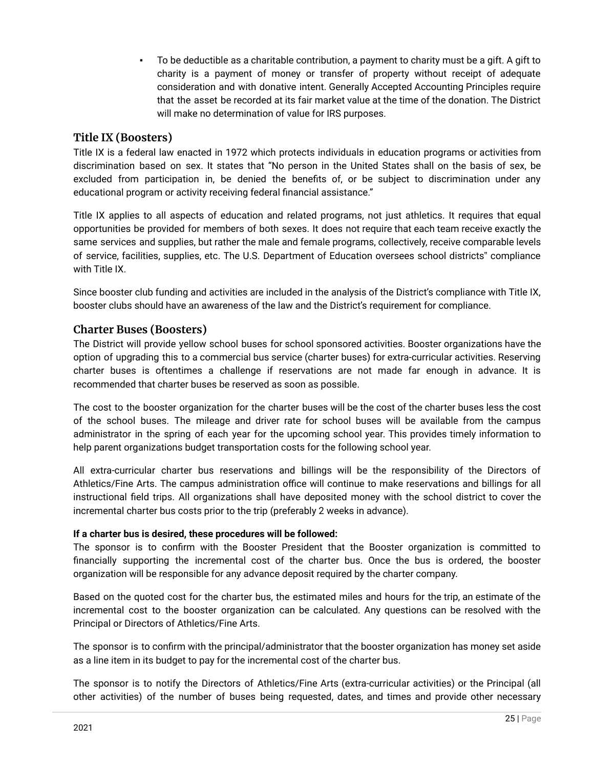- To be deductible as a charitable contribution, a payment to charity must be a gift. A gift to charity is a payment of money or transfer of property without receipt of adequate consideration and with donative intent. Generally Accepted Accounting Principles require that the asset be recorded at its fair market value at the time of the donation. The District will make no determination of value for IRS purposes.

## Title IX (Boosters)

Title IX is a federal law enacted in 1972 which protects individuals in education programs or activities from discrimination based on sex. It states that "No person in the United States shall on the basis of sex, be excluded from participation in, be denied the benefits of, or be subject to discrimination under any educational program or activity receiving federal financial assistance."

Title IX applies to all aspects of education and related programs, not just athletics. It requires that equal opportunities be provided for members of both sexes. It does not require that each team receive exactly the same services and supplies, but rather the male and female programs, collectively, receive comparable levels of service, facilities, supplies, etc. The U.S. Department of Education oversees school districts" compliance with Title IX.

Since booster club funding and activities are included in the analysis of the District's compliance with Title IX, booster clubs should have an awareness of the law and the District's requirement for compliance.

## Charter Buses (Boosters)

The District will provide yellow school buses for school sponsored activities. Booster organizations have the option of upgrading this to a commercial bus service (charter buses) for extra-curricular activities. Reserving charter buses is oftentimes a challenge if reservations are not made far enough in advance. It is recommended that charter buses be reserved as soon as possible.

The cost to the booster organization for the charter buses will be the cost of the charter buses less the cost of the school buses. The mileage and driver rate for school buses will be available from the campus administrator in the spring of each year for the upcoming school year. This provides timely information to help parent organizations budget transportation costs for the following school year.

All extra-curricular charter bus reservations and billings will be the responsibility of the Directors of Athletics/Fine Arts. The campus administration office will continue to make reservations and billings for all instructional field trips. All organizations shall have deposited money with the school district to cover the incremental charter bus costs prior to the trip (preferably 2 weeks in advance).

**If a charter bus is desired, these procedures will be followed:**

The sponsor is to confirm with the Booster President that the Booster organization is committed to financially supporting the incremental cost of the charter bus. Once the bus is ordered, the booster organization will be responsible for any advance deposit required by the charter company.

Based on the quoted cost for the charter bus, the estimated miles and hours for the trip, an estimate of the incremental cost to the booster organization can be calculated. Any questions can be resolved with the Principal or Directors of Athletics/Fine Arts.

The sponsor is to confirm with the principal/administrator that the booster organization has money set aside as a line item in its budget to pay for the incremental cost of the charter bus.

The sponsor is to notify the Directors of Athletics/Fine Arts (extra-curricular activities) or the Principal (all other activities) of the number of buses being requested, dates, and times and provide other necessary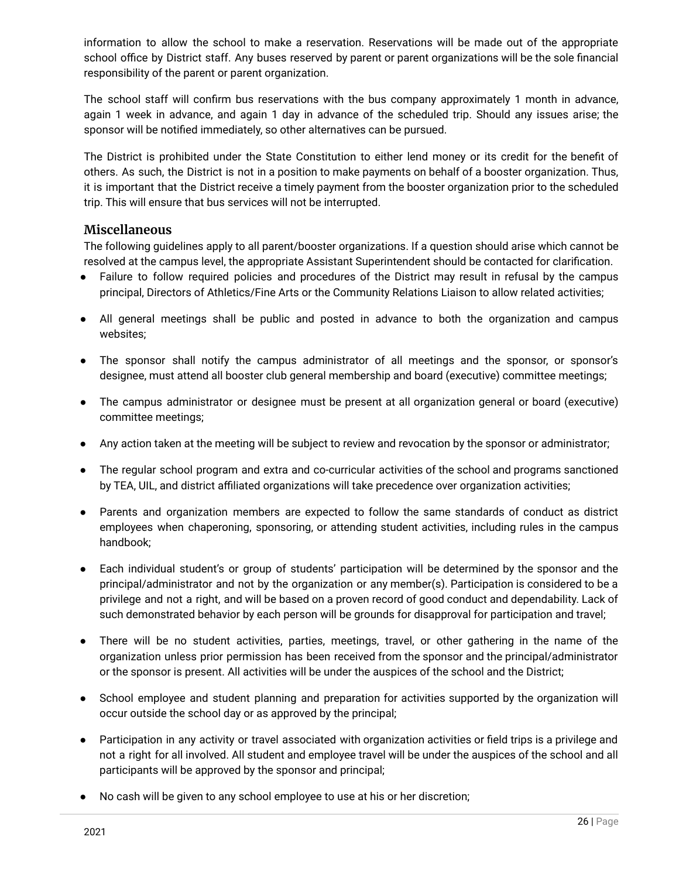information to allow the school to make a reservation. Reservations will be made out of the appropriate school office by District staff. Any buses reserved by parent or parent organizations will be the sole financial responsibility of the parent or parent organization.

The school staff will confirm bus reservations with the bus company approximately 1 month in advance, again 1 week in advance, and again 1 day in advance of the scheduled trip. Should any issues arise; the sponsor will be notified immediately, so other alternatives can be pursued.

The District is prohibited under the State Constitution to either lend money or its credit for the benefit of others. As such, the District is not in a position to make payments on behalf of a booster organization. Thus, it is important that the District receive a timely payment from the booster organization prior to the scheduled trip. This will ensure that bus services will not be interrupted.

### Miscellaneous

The following guidelines apply to all parent/booster organizations. If a question should arise which cannot be resolved at the campus level, the appropriate Assistant Superintendent should be contacted for clarification.

- Failure to follow required policies and procedures of the District may result in refusal by the campus principal, Directors of Athletics/Fine Arts or the Community Relations Liaison to allow related activities;
- All general meetings shall be public and posted in advance to both the organization and campus websites;
- The sponsor shall notify the campus administrator of all meetings and the sponsor, or sponsor's designee, must attend all booster club general membership and board (executive) committee meetings;
- The campus administrator or designee must be present at all organization general or board (executive) committee meetings;
- Any action taken at the meeting will be subject to review and revocation by the sponsor or administrator;
- The regular school program and extra and co-curricular activities of the school and programs sanctioned by TEA, UIL, and district affiliated organizations will take precedence over organization activities;
- Parents and organization members are expected to follow the same standards of conduct as district employees when chaperoning, sponsoring, or attending student activities, including rules in the campus handbook;
- Each individual student's or group of students' participation will be determined by the sponsor and the principal/administrator and not by the organization or any member(s). Participation is considered to be a privilege and not a right, and will be based on a proven record of good conduct and dependability. Lack of such demonstrated behavior by each person will be grounds for disapproval for participation and travel;
- There will be no student activities, parties, meetings, travel, or other gathering in the name of the organization unless prior permission has been received from the sponsor and the principal/administrator or the sponsor is present. All activities will be under the auspices of the school and the District;
- School employee and student planning and preparation for activities supported by the organization will occur outside the school day or as approved by the principal;
- Participation in any activity or travel associated with organization activities or field trips is a privilege and not a right for all involved. All student and employee travel will be under the auspices of the school and all participants will be approved by the sponsor and principal;
- No cash will be given to any school employee to use at his or her discretion;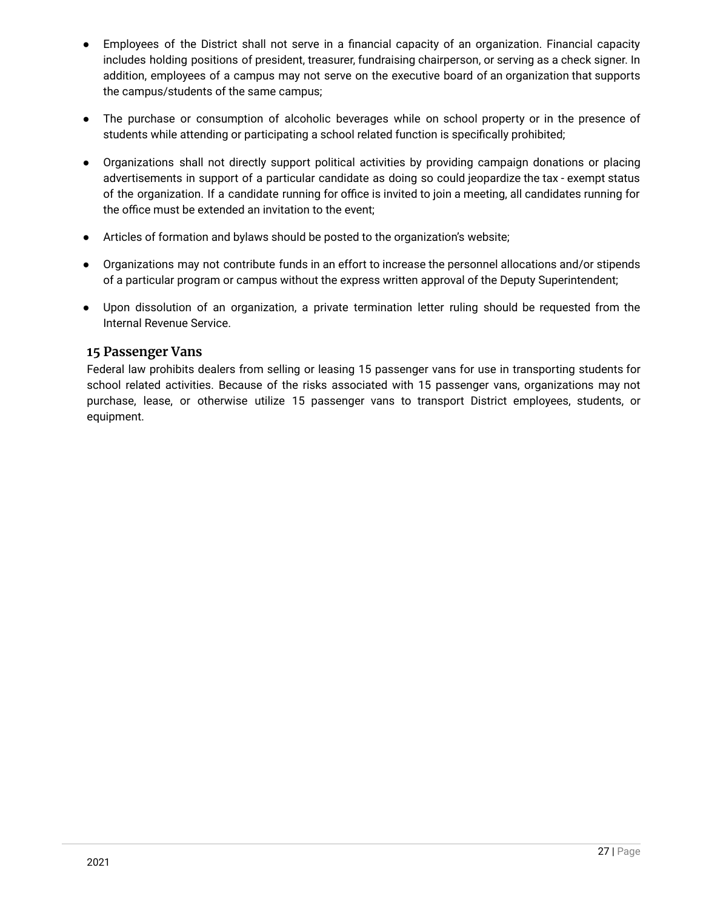- Employees of the District shall not serve in a financial capacity of an organization. Financial capacity includes holding positions of president, treasurer, fundraising chairperson, or serving as a check signer. In addition, employees of a campus may not serve on the executive board of an organization that supports the campus/students of the same campus;
- The purchase or consumption of alcoholic beverages while on school property or in the presence of students while attending or participating a school related function is specifically prohibited;
- Organizations shall not directly support political activities by providing campaign donations or placing advertisements in support of a particular candidate as doing so could jeopardize the tax - exempt status of the organization. If a candidate running for office is invited to join a meeting, all candidates running for the office must be extended an invitation to the event;
- Articles of formation and bylaws should be posted to the organization's website;
- Organizations may not contribute funds in an effort to increase the personnel allocations and/or stipends of a particular program or campus without the express written approval of the Deputy Superintendent;
- Upon dissolution of an organization, a private termination letter ruling should be requested from the Internal Revenue Service.

### 15 Passenger Vans

Federal law prohibits dealers from selling or leasing 15 passenger vans for use in transporting students for school related activities. Because of the risks associated with 15 passenger vans, organizations may not purchase, lease, or otherwise utilize 15 passenger vans to transport District employees, students, or equipment.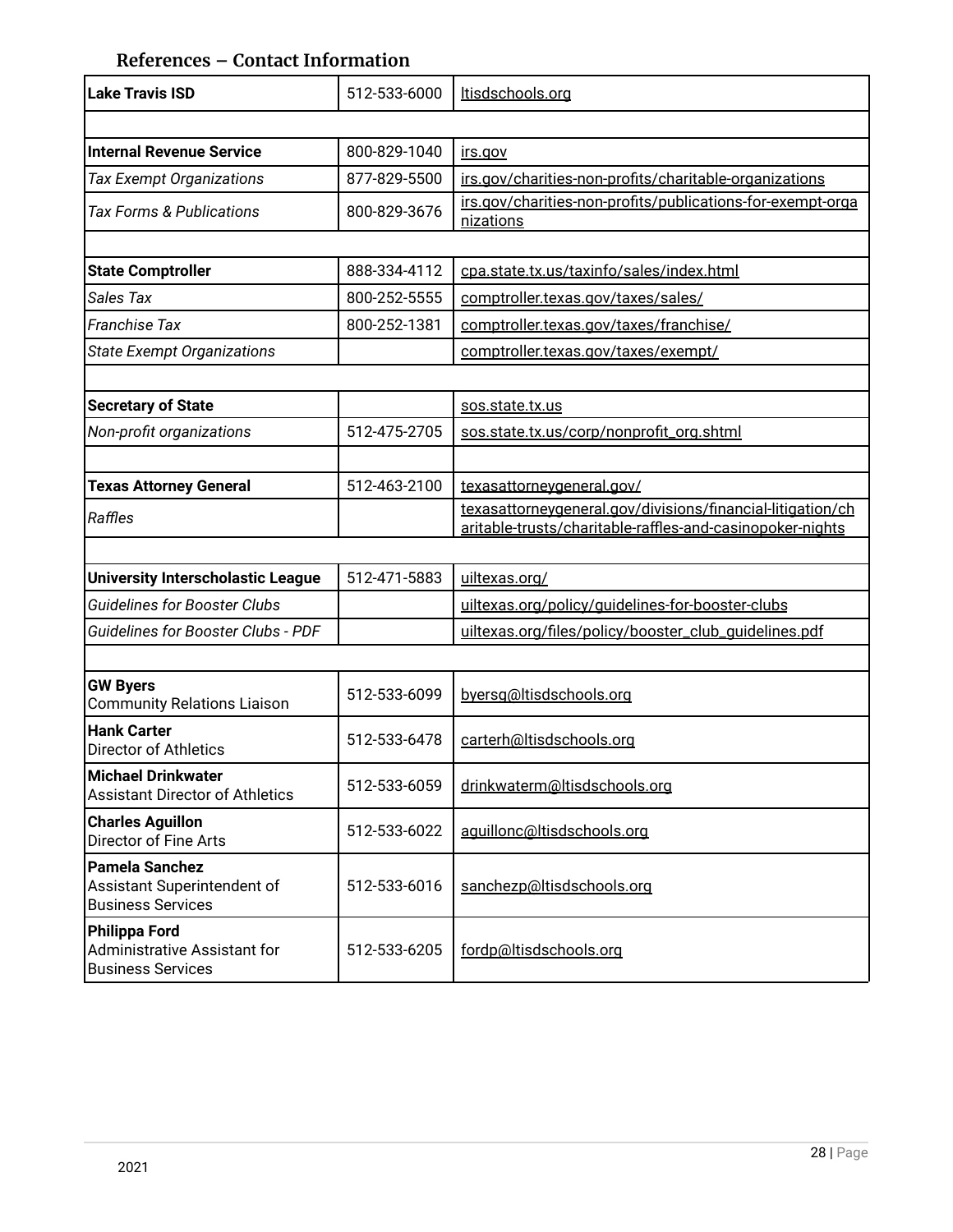### References – Contact Information

| | | |
|---|---|---|
| **Lake Travis ISD** | 512-533-6000 | ltisdschools.org |
| | | |
| **Internal Revenue Service** | 800-829-1040 | irs.gov |
| *Tax Exempt Organizations* | 877-829-5500 | irs.gov/charities-non-profits/charitable-organizations |
| *Tax Forms & Publications* | 800-829-3676 | irs.gov/charities-non-profits/publications-for-exempt-organizations |
| | | |
| **State Comptroller** | 888-334-4112 | cpa.state.tx.us/taxinfo/sales/index.html |
| *Sales Tax* | 800-252-5555 | comptroller.texas.gov/taxes/sales/ |
| *Franchise Tax* | 800-252-1381 | comptroller.texas.gov/taxes/franchise/ |
| *State Exempt Organizations* | | comptroller.texas.gov/taxes/exempt/ |
| | | |
| **Secretary of State** | | sos.state.tx.us |
| *Non-profit organizations* | 512-475-2705 | sos.state.tx.us/corp/nonprofit_org.shtml |
| | | |
| **Texas Attorney General** | 512-463-2100 | texasattorneygeneral.gov/ |
| *Raffles* | | texasattorneygeneral.gov/divisions/financial-litigation/charitable-trusts/charitable-raffles-and-casinopoker-nights |
| | | |
| **University Interscholastic League** | 512-471-5883 | uiltexas.org/ |
| *Guidelines for Booster Clubs* | | uiltexas.org/policy/guidelines-for-booster-clubs |
| *Guidelines for Booster Clubs - PDF* | | uiltexas.org/files/policy/booster_club_guidelines.pdf |
| | | |
| **GW Byers**<br>Community Relations Liaison | 512-533-6099 | byersg@ltisdschools.org |
| **Hank Carter**<br>Director of Athletics | 512-533-6478 | carterh@ltisdschools.org |
| **Michael Drinkwater**<br>Assistant Director of Athletics | 512-533-6059 | drinkwaterm@ltisdschools.org |
| **Charles Aguillon**<br>Director of Fine Arts | 512-533-6022 | aguillonc@ltisdschools.org |
| **Pamela Sanchez**<br>Assistant Superintendent of Business Services | 512-533-6016 | sanchezp@ltisdschools.org |
| **Philippa Ford**<br>Administrative Assistant for Business Services | 512-533-6205 | fordp@ltisdschools.org |

2021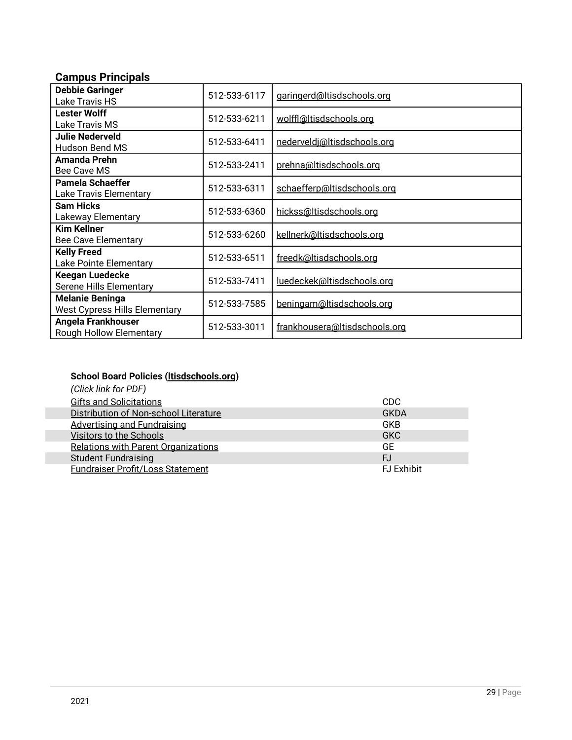## Campus Principals

| | | |
|---|---|---|
| **Debbie Garinger**<br>Lake Travis HS | 512-533-6117 | garingerd@ltisdschools.org |
| **Lester Wolff**<br>Lake Travis MS | 512-533-6211 | wolffl@ltisdschools.org |
| **Julie Nederveld**<br>Hudson Bend MS | 512-533-6411 | nederveldj@ltisdschools.org |
| **Amanda Prehn**<br>Bee Cave MS | 512-533-2411 | prehna@ltisdschools.org |
| **Pamela Schaeffer**<br>Lake Travis Elementary | 512-533-6311 | schaefferp@ltisdschools.org |
| **Sam Hicks**<br>Lakeway Elementary | 512-533-6360 | hickss@ltisdschools.org |
| **Kim Kellner**<br>Bee Cave Elementary | 512-533-6260 | kellnerk@ltisdschools.org |
| **Kelly Freed**<br>Lake Pointe Elementary | 512-533-6511 | freedk@ltisdschools.org |
| **Keegan Luedecke**<br>Serene Hills Elementary | 512-533-7411 | luedeckek@ltisdschools.org |
| **Melanie Beninga**<br>West Cypress Hills Elementary | 512-533-7585 | beningam@ltisdschools.org |
| **Angela Frankhouser**<br>Rough Hollow Elementary | 512-533-3011 | frankhousera@ltisdschools.org |

**School Board Policies (ltisdschools.org)**

*(Click link for PDF)*

| | |
|---|---|
| Gifts and Solicitations | CDC |
| Distribution of Non-school Literature | GKDA |
| Advertising and Fundraising | GKB |
| Visitors to the Schools | GKC |
| Relations with Parent Organizations | GE |
| Student Fundraising | FJ |
| Fundraiser Profit/Loss Statement | FJ Exhibit |

2021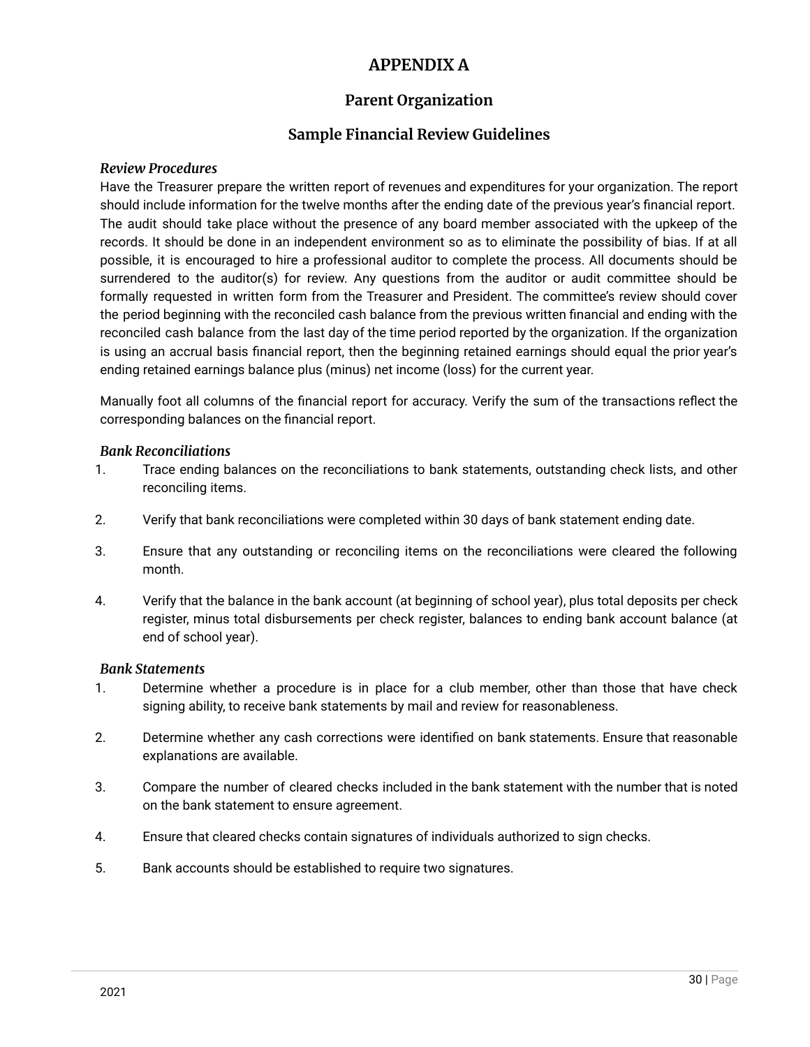# APPENDIX A

## Parent Organization

## Sample Financial Review Guidelines

### *Review Procedures*

Have the Treasurer prepare the written report of revenues and expenditures for your organization. The report should include information for the twelve months after the ending date of the previous year's financial report. The audit should take place without the presence of any board member associated with the upkeep of the records. It should be done in an independent environment so as to eliminate the possibility of bias. If at all possible, it is encouraged to hire a professional auditor to complete the process. All documents should be surrendered to the auditor(s) for review. Any questions from the auditor or audit committee should be formally requested in written form from the Treasurer and President. The committee's review should cover the period beginning with the reconciled cash balance from the previous written financial and ending with the reconciled cash balance from the last day of the time period reported by the organization. If the organization is using an accrual basis financial report, then the beginning retained earnings should equal the prior year's ending retained earnings balance plus (minus) net income (loss) for the current year.

Manually foot all columns of the financial report for accuracy. Verify the sum of the transactions reflect the corresponding balances on the financial report.

### *Bank Reconciliations*

1. Trace ending balances on the reconciliations to bank statements, outstanding check lists, and other reconciling items.
2. Verify that bank reconciliations were completed within 30 days of bank statement ending date.
3. Ensure that any outstanding or reconciling items on the reconciliations were cleared the following month.
4. Verify that the balance in the bank account (at beginning of school year), plus total deposits per check register, minus total disbursements per check register, balances to ending bank account balance (at end of school year).

### *Bank Statements*

1. Determine whether a procedure is in place for a club member, other than those that have check signing ability, to receive bank statements by mail and review for reasonableness.
2. Determine whether any cash corrections were identified on bank statements. Ensure that reasonable explanations are available.
3. Compare the number of cleared checks included in the bank statement with the number that is noted on the bank statement to ensure agreement.
4. Ensure that cleared checks contain signatures of individuals authorized to sign checks.
5. Bank accounts should be established to require two signatures.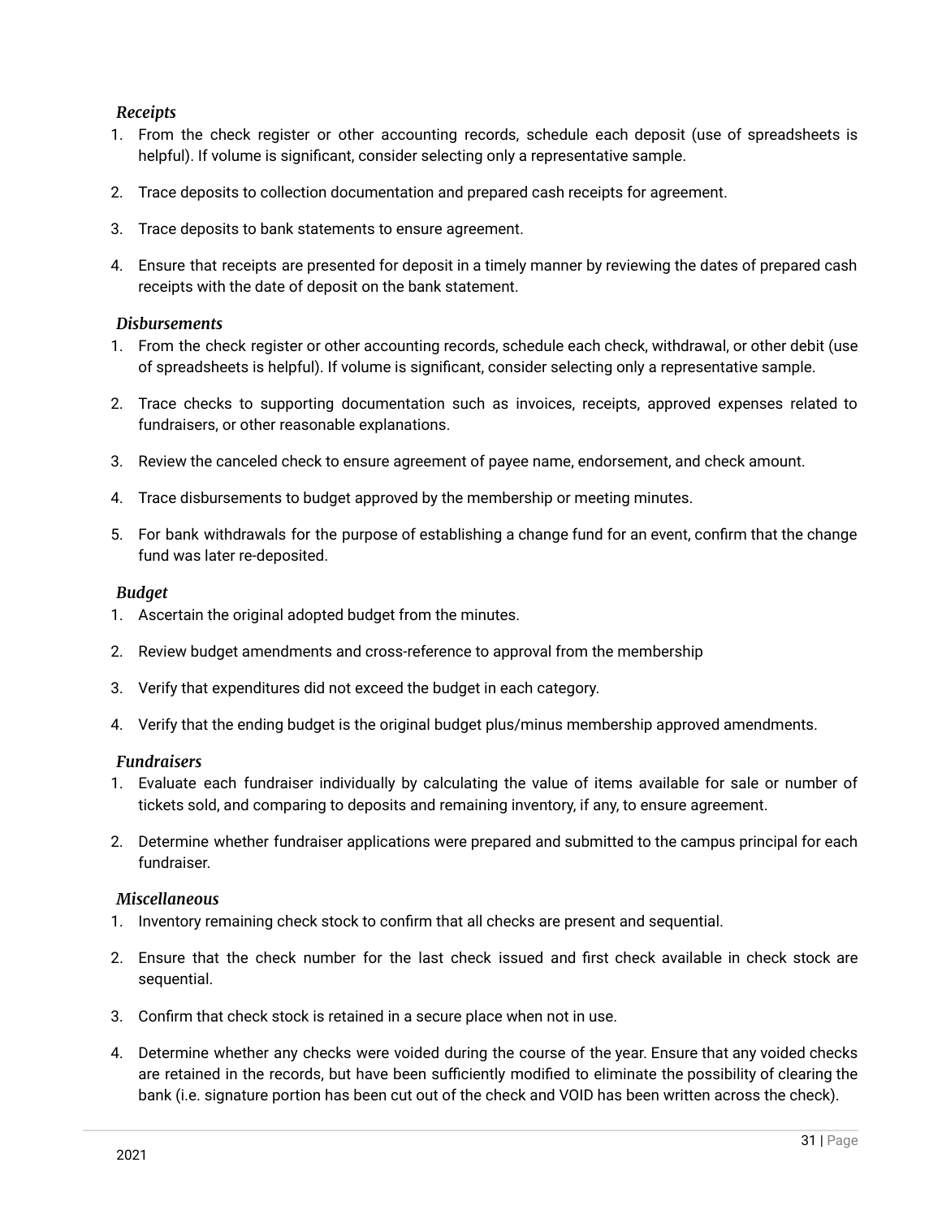### *Receipts*

1. From the check register or other accounting records, schedule each deposit (use of spreadsheets is helpful). If volume is significant, consider selecting only a representative sample.
2. Trace deposits to collection documentation and prepared cash receipts for agreement.
3. Trace deposits to bank statements to ensure agreement.
4. Ensure that receipts are presented for deposit in a timely manner by reviewing the dates of prepared cash receipts with the date of deposit on the bank statement.

### *Disbursements*

1. From the check register or other accounting records, schedule each check, withdrawal, or other debit (use of spreadsheets is helpful). If volume is significant, consider selecting only a representative sample.
2. Trace checks to supporting documentation such as invoices, receipts, approved expenses related to fundraisers, or other reasonable explanations.
3. Review the canceled check to ensure agreement of payee name, endorsement, and check amount.
4. Trace disbursements to budget approved by the membership or meeting minutes.
5. For bank withdrawals for the purpose of establishing a change fund for an event, confirm that the change fund was later re-deposited.

### *Budget*

1. Ascertain the original adopted budget from the minutes.
2. Review budget amendments and cross-reference to approval from the membership
3. Verify that expenditures did not exceed the budget in each category.
4. Verify that the ending budget is the original budget plus/minus membership approved amendments.

### *Fundraisers*

1. Evaluate each fundraiser individually by calculating the value of items available for sale or number of tickets sold, and comparing to deposits and remaining inventory, if any, to ensure agreement.
2. Determine whether fundraiser applications were prepared and submitted to the campus principal for each fundraiser.

### *Miscellaneous*

1. Inventory remaining check stock to confirm that all checks are present and sequential.
2. Ensure that the check number for the last check issued and first check available in check stock are sequential.
3. Confirm that check stock is retained in a secure place when not in use.
4. Determine whether any checks were voided during the course of the year. Ensure that any voided checks are retained in the records, but have been sufficiently modified to eliminate the possibility of clearing the bank (i.e. signature portion has been cut out of the check and VOID has been written across the check).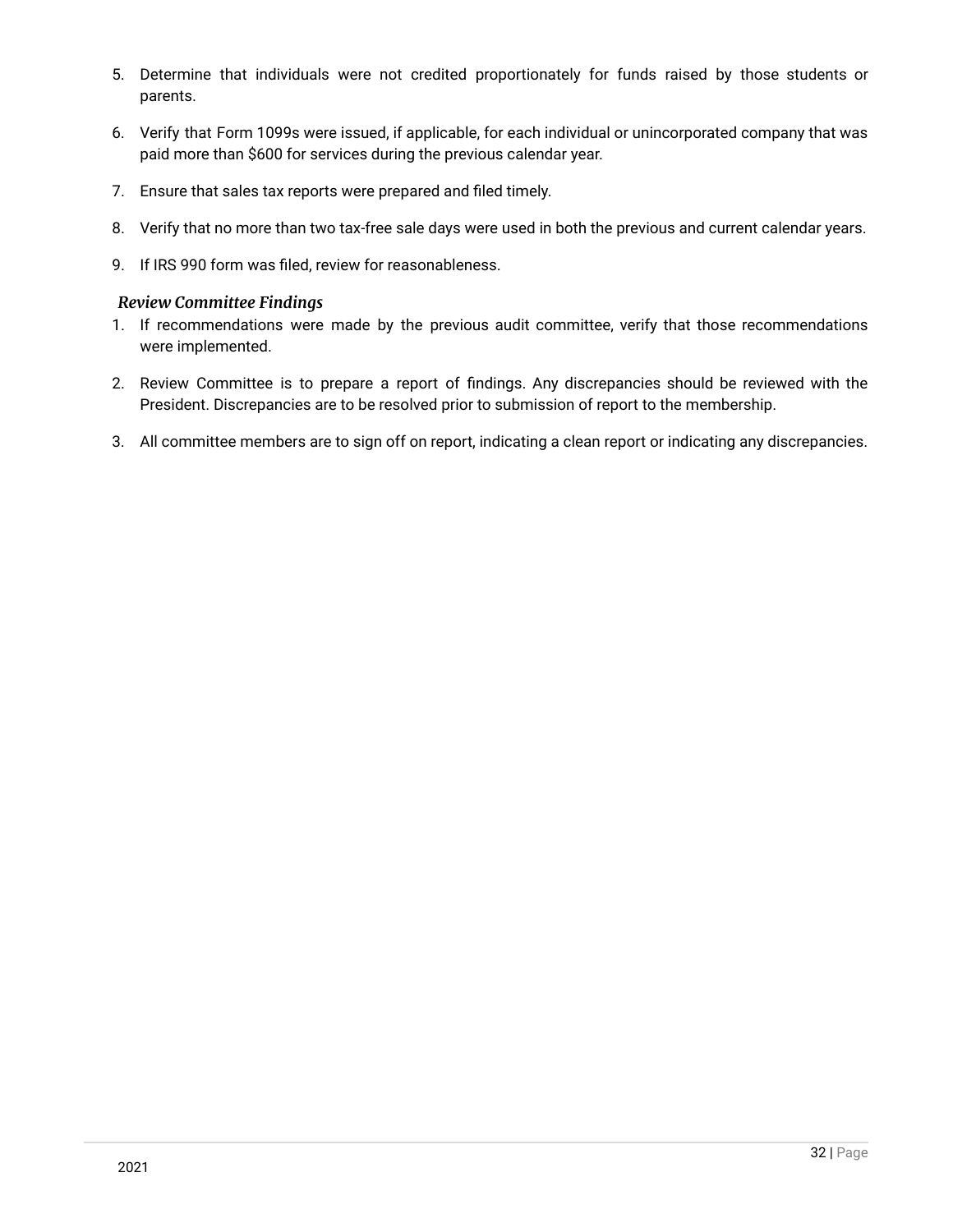5. Determine that individuals were not credited proportionately for funds raised by those students or parents.

6. Verify that Form 1099s were issued, if applicable, for each individual or unincorporated company that was paid more than $600 for services during the previous calendar year.

7. Ensure that sales tax reports were prepared and filed timely.

8. Verify that no more than two tax-free sale days were used in both the previous and current calendar years.

9. If IRS 990 form was filed, review for reasonableness.

### *Review Committee Findings*

1. If recommendations were made by the previous audit committee, verify that those recommendations were implemented.

2. Review Committee is to prepare a report of findings. Any discrepancies should be reviewed with the President. Discrepancies are to be resolved prior to submission of report to the membership.

3. All committee members are to sign off on report, indicating a clean report or indicating any discrepancies.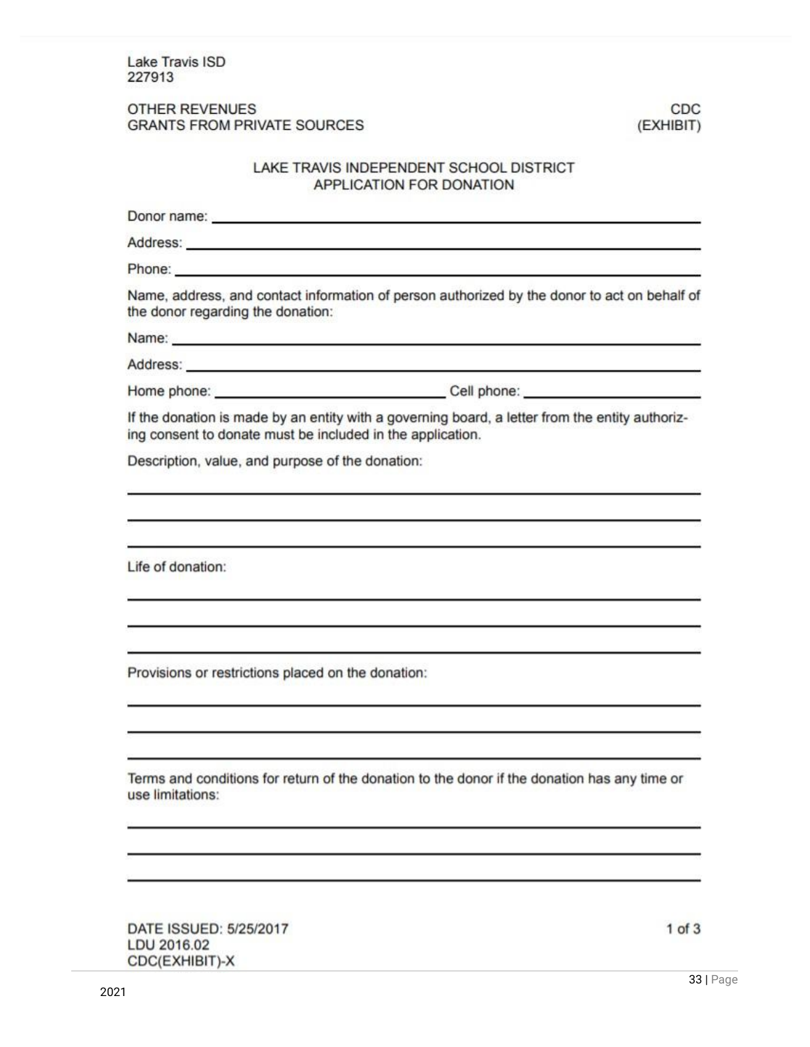Lake Travis ISD
227913

OTHER REVENUES
GRANTS FROM PRIVATE SOURCES

CDC
(EXHIBIT)

## LAKE TRAVIS INDEPENDENT SCHOOL DISTRICT
## APPLICATION FOR DONATION

Donor name: ______________________________________________

Address: ______________________________________________

Phone: ______________________________________________

Name, address, and contact information of person authorized by the donor to act on behalf of the donor regarding the donation:

Name: ______________________________________________

Address: ______________________________________________

Home phone: ______________________ Cell phone: ______________________

If the donation is made by an entity with a governing board, a letter from the entity authorizing consent to donate must be included in the application.

Description, value, and purpose of the donation:

______________________________________________

______________________________________________

______________________________________________

Life of donation:

______________________________________________

______________________________________________

______________________________________________

Provisions or restrictions placed on the donation:

______________________________________________

______________________________________________

______________________________________________

Terms and conditions for return of the donation to the donor if the donation has any time or use limitations:

______________________________________________

______________________________________________

______________________________________________

DATE ISSUED: 5/25/2017
LDU 2016.02
CDC(EXHIBIT)-X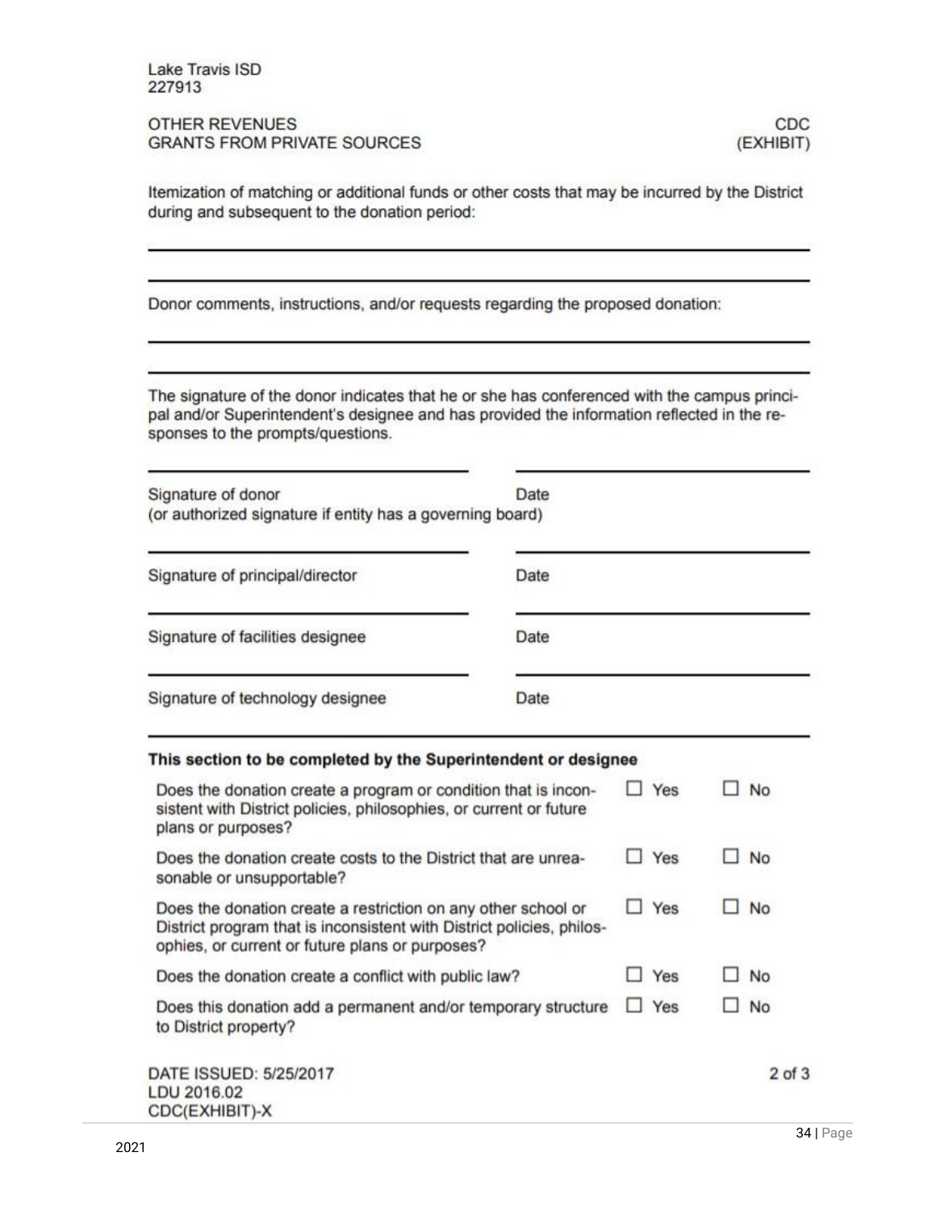Lake Travis ISD
227913

OTHER REVENUES
GRANTS FROM PRIVATE SOURCES

CDC
(EXHIBIT)

Itemization of matching or additional funds or other costs that may be incurred by the District during and subsequent to the donation period:

\_\_\_\_\_\_\_\_\_\_\_\_\_\_\_\_\_\_\_\_\_\_\_\_\_\_\_\_\_\_\_\_\_\_\_\_\_\_\_\_\_\_\_\_\_\_\_\_\_\_\_\_\_\_\_\_\_\_\_\_

\_\_\_\_\_\_\_\_\_\_\_\_\_\_\_\_\_\_\_\_\_\_\_\_\_\_\_\_\_\_\_\_\_\_\_\_\_\_\_\_\_\_\_\_\_\_\_\_\_\_\_\_\_\_\_\_\_\_\_\_

Donor comments, instructions, and/or requests regarding the proposed donation:

\_\_\_\_\_\_\_\_\_\_\_\_\_\_\_\_\_\_\_\_\_\_\_\_\_\_\_\_\_\_\_\_\_\_\_\_\_\_\_\_\_\_\_\_\_\_\_\_\_\_\_\_\_\_\_\_\_\_\_\_

\_\_\_\_\_\_\_\_\_\_\_\_\_\_\_\_\_\_\_\_\_\_\_\_\_\_\_\_\_\_\_\_\_\_\_\_\_\_\_\_\_\_\_\_\_\_\_\_\_\_\_\_\_\_\_\_\_\_\_\_

The signature of the donor indicates that he or she has conferenced with the campus principal and/or Superintendent's designee and has provided the information reflected in the responses to the prompts/questions.

| | |
|---|---|
| \_\_\_\_\_\_\_\_\_\_\_\_\_\_\_\_\_\_\_\_ | \_\_\_\_\_\_\_\_\_\_\_\_\_\_\_\_\_\_\_\_ |
| Signature of donor (or authorized signature if entity has a governing board) | Date |
| \_\_\_\_\_\_\_\_\_\_\_\_\_\_\_\_\_\_\_\_ | \_\_\_\_\_\_\_\_\_\_\_\_\_\_\_\_\_\_\_\_ |
| Signature of principal/director | Date |
| \_\_\_\_\_\_\_\_\_\_\_\_\_\_\_\_\_\_\_\_ | \_\_\_\_\_\_\_\_\_\_\_\_\_\_\_\_\_\_\_\_ |
| Signature of facilities designee | Date |
| \_\_\_\_\_\_\_\_\_\_\_\_\_\_\_\_\_\_\_\_ | \_\_\_\_\_\_\_\_\_\_\_\_\_\_\_\_\_\_\_\_ |
| Signature of technology designee | Date |

**This section to be completed by the Superintendent or designee**

| | | |
|---|---|---|
| Does the donation create a program or condition that is inconsistent with District policies, philosophies, or current or future plans or purposes? | ☐ Yes | ☐ No |
| Does the donation create costs to the District that are unreasonable or unsupportable? | ☐ Yes | ☐ No |
| Does the donation create a restriction on any other school or District program that is inconsistent with District policies, philosophies, or current or future plans or purposes? | ☐ Yes | ☐ No |
| Does the donation create a conflict with public law? | ☐ Yes | ☐ No |
| Does this donation add a permanent and/or temporary structure to District property? | ☐ Yes | ☐ No |

DATE ISSUED: 5/25/2017
LDU 2016.02
CDC(EXHIBIT)-X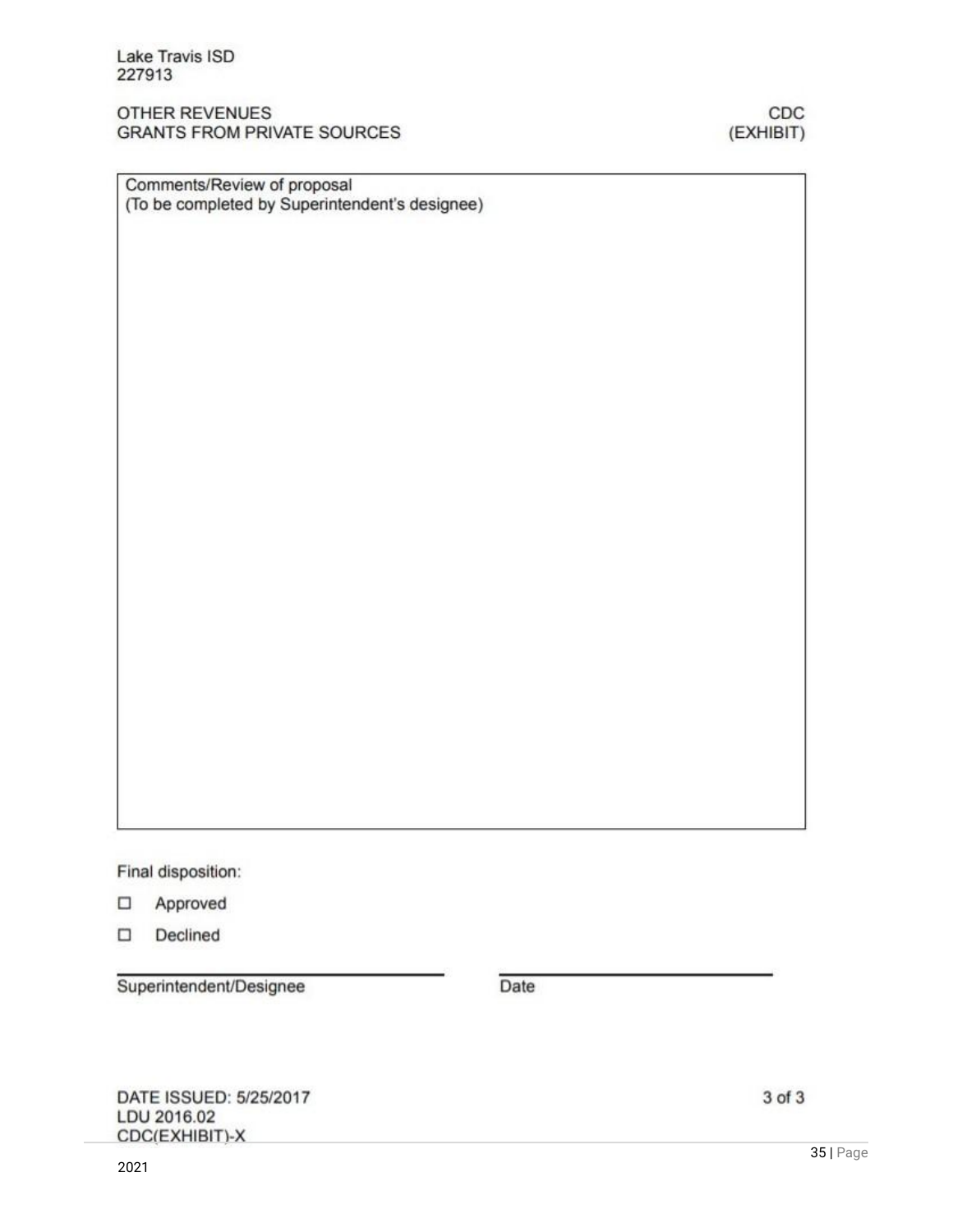Lake Travis ISD
227913

OTHER REVENUES
GRANTS FROM PRIVATE SOURCES

CDC
(EXHIBIT)

| Comments/Review of proposal<br>(To be completed by Superintendent's designee) |
| --- |
| |

Final disposition:

- ☐ Approved
- ☐ Declined

\_\_\_\_\_\_\_\_\_\_\_\_\_\_\_\_\_\_\_\_\_\_\_\_\_\_\_\_\_\_ \_\_\_\_\_\_\_\_\_\_\_\_\_\_\_\_\_\_\_\_\_\_\_\_\_\_

Superintendent/Designee Date

DATE ISSUED: 5/25/2017
LDU 2016.02
CDC(EXHIBIT)-X

2021